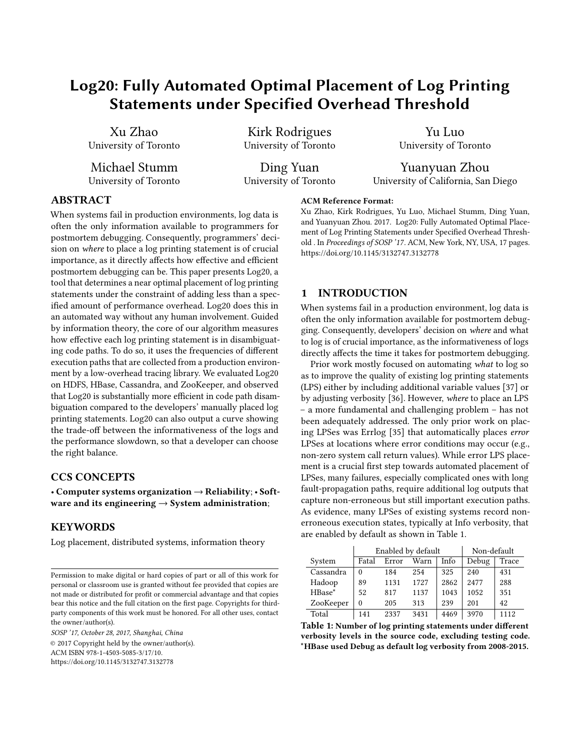# Log20: Fully Automated Optimal Placement of Log Printing Statements under Specified Overhead Threshold

Xu Zhao
University of Toronto

Kirk Rodrigues
University of Toronto

Yu Luo
University of Toronto

Michael Stumm
University of Toronto

Ding Yuan
University of Toronto

Yuanyuan Zhou
University of California, San Diego

## ABSTRACT

When systems fail in production environments, log data is often the only information available to programmers for postmortem debugging. Consequently, programmers' decision on *where* to place a log printing statement is of crucial importance, as it directly affects how effective and efficient postmortem debugging can be. This paper presents Log20, a tool that determines a near optimal placement of log printing statements under the constraint of adding less than a specified amount of performance overhead. Log20 does this in an automated way without any human involvement. Guided by information theory, the core of our algorithm measures how effective each log printing statement is in disambiguating code paths. To do so, it uses the frequencies of different execution paths that are collected from a production environment by a low-overhead tracing library. We evaluated Log20 on HDFS, HBase, Cassandra, and ZooKeeper, and observed that Log20 is substantially more efficient in code path disambiguation compared to the developers' manually placed log printing statements. Log20 can also output a curve showing the trade-off between the informativeness of the logs and the performance slowdown, so that a developer can choose the right balance.

## CCS CONCEPTS

• **Computer systems organization → Reliability**; • **Software and its engineering → System administration**;

## KEYWORDS

Log placement, distributed systems, information theory

Permission to make digital or hard copies of part or all of this work for personal or classroom use is granted without fee provided that copies are not made or distributed for profit or commercial advantage and that copies bear this notice and the full citation on the first page. Copyrights for third-party components of this work must be honored. For all other uses, contact the owner/author(s).

*SOSP '17, October 28, 2017, Shanghai, China*

© 2017 Copyright held by the owner/author(s).

ACM ISBN 978-1-4503-5085-3/17/10.

https://doi.org/10.1145/3132747.3132778

**ACM Reference Format:**

Xu Zhao, Kirk Rodrigues, Yu Luo, Michael Stumm, Ding Yuan, and Yuanyuan Zhou. 2017. Log20: Fully Automated Optimal Placement of Log Printing Statements under Specified Overhead Threshold . In *Proceedings of SOSP '17*. ACM, New York, NY, USA, 17 pages. https://doi.org/10.1145/3132747.3132778

## 1 INTRODUCTION

When systems fail in a production environment, log data is often the only information available for postmortem debugging. Consequently, developers' decision on *where* and what to log is of crucial importance, as the informativeness of logs directly affects the time it takes for postmortem debugging.

Prior work mostly focused on automating *what* to log so as to improve the quality of existing log printing statements (LPS) either by including additional variable values [37] or by adjusting verbosity [36]. However, *where* to place an LPS – a more fundamental and challenging problem – has not been adequately addressed. The only prior work on placing LPSes was Errlog [35] that automatically places *error* LPSes at locations where error conditions may occur (e.g., non-zero system call return values). While error LPS placement is a crucial first step towards automated placement of LPSes, many failures, especially complicated ones with long fault-propagation paths, require additional log outputs that capture non-erroneous but still important execution paths. As evidence, many LPSes of existing systems record non-erroneous execution states, typically at Info verbosity, that are enabled by default as shown in Table 1.

| | Enabled by default | | | | Non-default | |
|---|---|---|---|---|---|---|
| System | Fatal | Error | Warn | Info | Debug | Trace |
| Cassandra | 0 | 184 | 254 | 325 | 240 | 431 |
| Hadoop | 89 | 1131 | 1727 | 2862 | 2477 | 288 |
| HBase* | 52 | 817 | 1137 | 1043 | 1052 | 351 |
| ZooKeeper | 0 | 205 | 313 | 239 | 201 | 42 |
| Total | 141 | 2337 | 3431 | 4469 | 3970 | 1112 |

**Table 1: Number of log printing statements under different verbosity levels in the source code, excluding testing code. \*HBase used Debug as default log verbosity from 2008-2015.**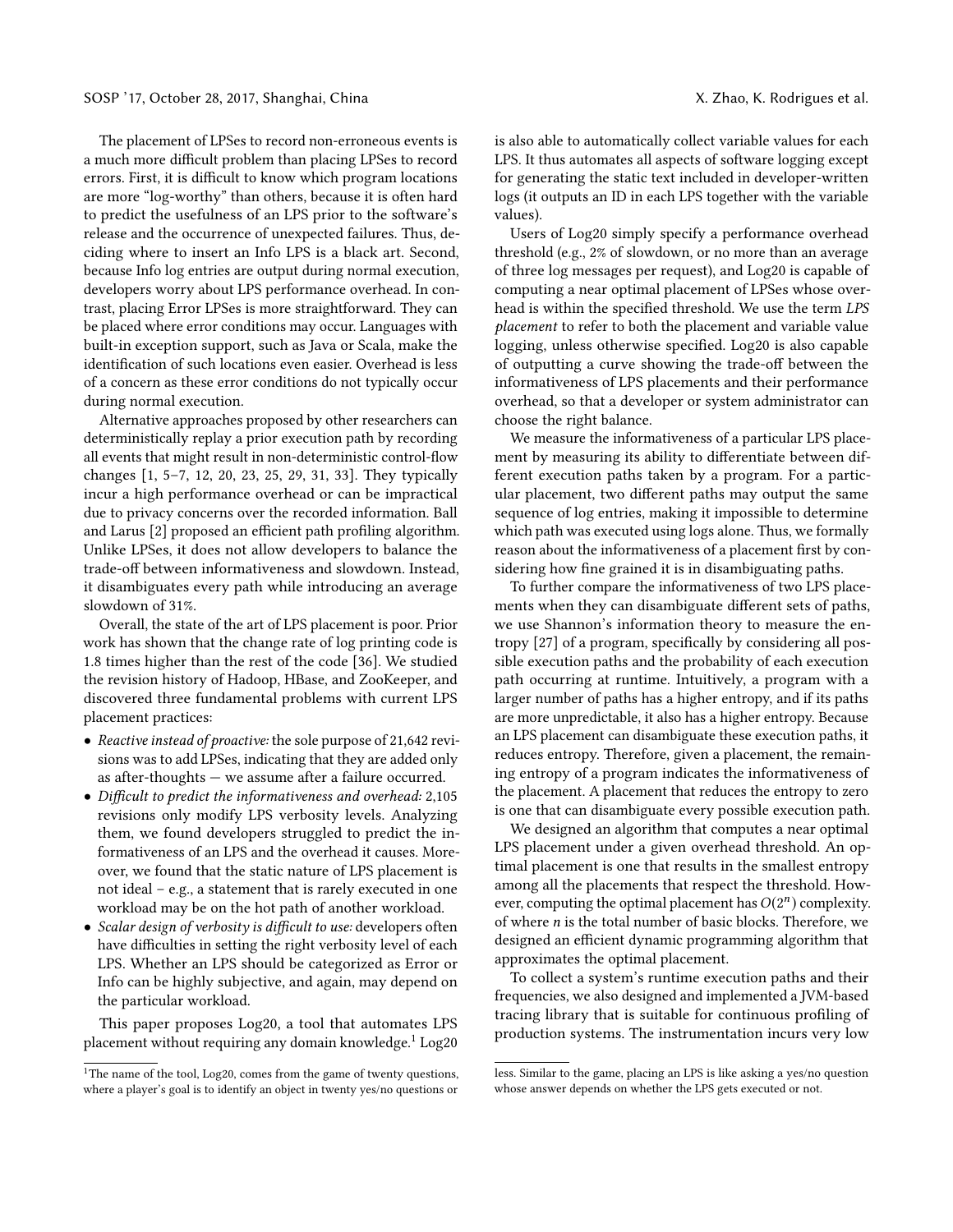The placement of LPSes to record non-erroneous events is a much more difficult problem than placing LPSes to record errors. First, it is difficult to know which program locations are more "log-worthy" than others, because it is often hard to predict the usefulness of an LPS prior to the software's release and the occurrence of unexpected failures. Thus, deciding where to insert an Info LPS is a black art. Second, because Info log entries are output during normal execution, developers worry about LPS performance overhead. In contrast, placing Error LPSes is more straightforward. They can be placed where error conditions may occur. Languages with built-in exception support, such as Java or Scala, make the identification of such locations even easier. Overhead is less of a concern as these error conditions do not typically occur during normal execution.

Alternative approaches proposed by other researchers can deterministically replay a prior execution path by recording all events that might result in non-deterministic control-flow changes [1, 5–7, 12, 20, 23, 25, 29, 31, 33]. They typically incur a high performance overhead or can be impractical due to privacy concerns over the recorded information. Ball and Larus [2] proposed an efficient path profiling algorithm. Unlike LPSes, it does not allow developers to balance the trade-off between informativeness and slowdown. Instead, it disambiguates every path while introducing an average slowdown of 31%.

Overall, the state of the art of LPS placement is poor. Prior work has shown that the change rate of log printing code is 1.8 times higher than the rest of the code [36]. We studied the revision history of Hadoop, HBase, and ZooKeeper, and discovered three fundamental problems with current LPS placement practices:

- *Reactive instead of proactive:* the sole purpose of 21,642 revisions was to add LPSes, indicating that they are added only as after-thoughts — we assume after a failure occurred.
- *Difficult to predict the informativeness and overhead:* 2,105 revisions only modify LPS verbosity levels. Analyzing them, we found developers struggled to predict the informativeness of an LPS and the overhead it causes. Moreover, we found that the static nature of LPS placement is not ideal – e.g., a statement that is rarely executed in one workload may be on the hot path of another workload.
- *Scalar design of verbosity is difficult to use:* developers often have difficulties in setting the right verbosity level of each LPS. Whether an LPS should be categorized as Error or Info can be highly subjective, and again, may depend on the particular workload.

This paper proposes Log20, a tool that automates LPS placement without requiring any domain knowledge.[1] Log20 is also able to automatically collect variable values for each LPS. It thus automates all aspects of software logging except for generating the static text included in developer-written logs (it outputs an ID in each LPS together with the variable values).

Users of Log20 simply specify a performance overhead threshold (e.g., 2% of slowdown, or no more than an average of three log messages per request), and Log20 is capable of computing a near optimal placement of LPSes whose overhead is within the specified threshold. We use the term *LPS placement* to refer to both the placement and variable value logging, unless otherwise specified. Log20 is also capable of outputting a curve showing the trade-off between the informativeness of LPS placements and their performance overhead, so that a developer or system administrator can choose the right balance.

We measure the informativeness of a particular LPS placement by measuring its ability to differentiate between different execution paths taken by a program. For a particular placement, two different paths may output the same sequence of log entries, making it impossible to determine which path was executed using logs alone. Thus, we formally reason about the informativeness of a placement first by considering how fine grained it is in disambiguating paths.

To further compare the informativeness of two LPS placements when they can disambiguate different sets of paths, we use Shannon's information theory to measure the entropy [27] of a program, specifically by considering all possible execution paths and the probability of each execution path occurring at runtime. Intuitively, a program with a larger number of paths has a higher entropy, and if its paths are more unpredictable, it also has a higher entropy. Because an LPS placement can disambiguate these execution paths, it reduces entropy. Therefore, given a placement, the remaining entropy of a program indicates the informativeness of the placement. A placement that reduces the entropy to zero is one that can disambiguate every possible execution path.

We designed an algorithm that computes a near optimal LPS placement under a given overhead threshold. An optimal placement is one that results in the smallest entropy among all the placements that respect the threshold. However, computing the optimal placement has $O(2^n)$ complexity. of where $n$ is the total number of basic blocks. Therefore, we designed an efficient dynamic programming algorithm that approximates the optimal placement.

To collect a system's runtime execution paths and their frequencies, we also designed and implemented a JVM-based tracing library that is suitable for continuous profiling of production systems. The instrumentation incurs very low

[1] The name of the tool, Log20, comes from the game of twenty questions, where a player's goal is to identify an object in twenty yes/no questions or less. Similar to the game, placing an LPS is like asking a yes/no question whose answer depends on whether the LPS gets executed or not.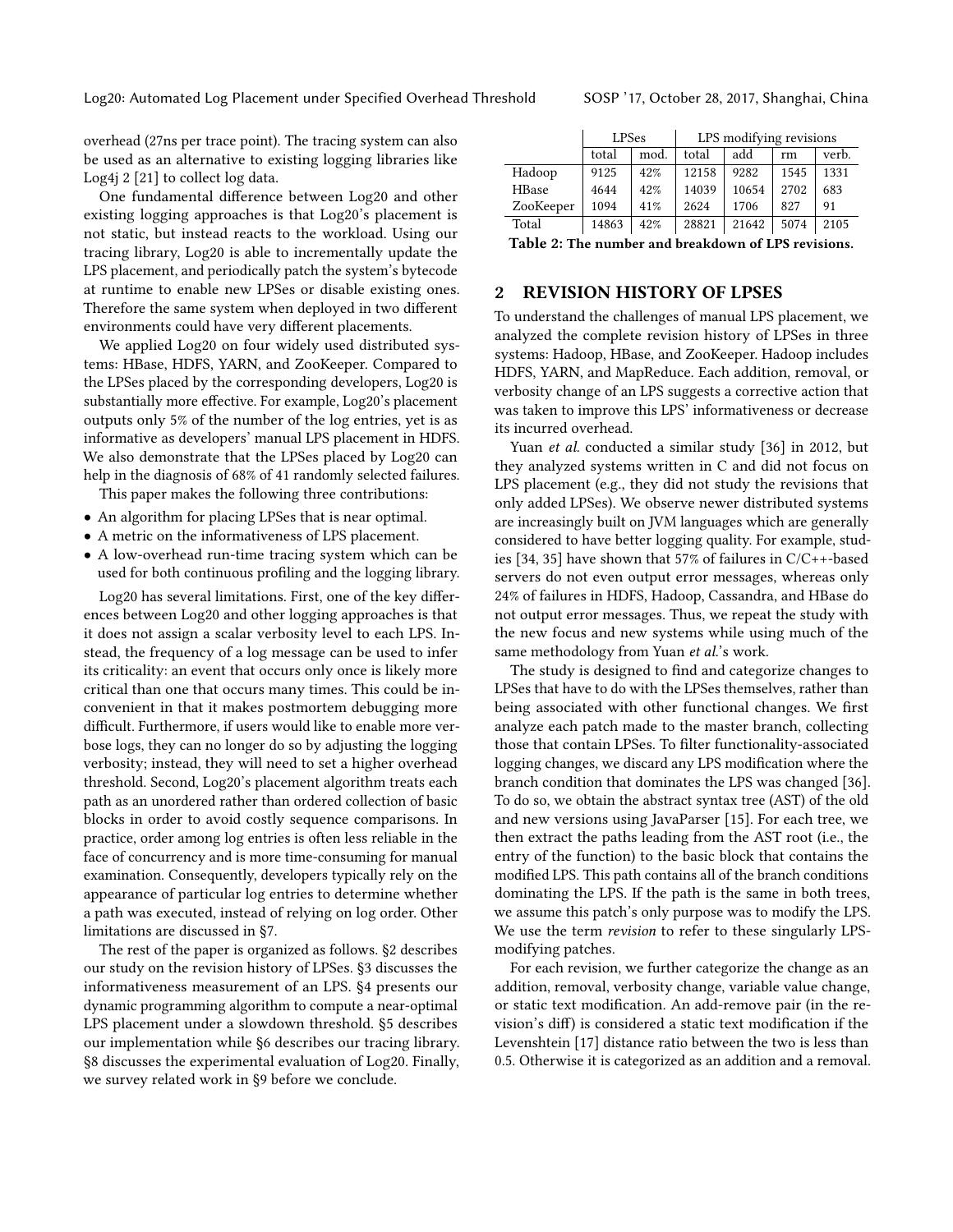overhead (27ns per trace point). The tracing system can also be used as an alternative to existing logging libraries like Log4j 2 [21] to collect log data.

One fundamental difference between Log20 and other existing logging approaches is that Log20's placement is not static, but instead reacts to the workload. Using our tracing library, Log20 is able to incrementally update the LPS placement, and periodically patch the system's bytecode at runtime to enable new LPSes or disable existing ones. Therefore the same system when deployed in two different environments could have very different placements.

We applied Log20 on four widely used distributed systems: HBase, HDFS, YARN, and ZooKeeper. Compared to the LPSes placed by the corresponding developers, Log20 is substantially more effective. For example, Log20's placement outputs only 5% of the number of the log entries, yet is as informative as developers' manual LPS placement in HDFS. We also demonstrate that the LPSes placed by Log20 can help in the diagnosis of 68% of 41 randomly selected failures.

This paper makes the following three contributions:

- An algorithm for placing LPSes that is near optimal.
- A metric on the informativeness of LPS placement.
- A low-overhead run-time tracing system which can be used for both continuous profiling and the logging library.

Log20 has several limitations. First, one of the key differences between Log20 and other logging approaches is that it does not assign a scalar verbosity level to each LPS. Instead, the frequency of a log message can be used to infer its criticality: an event that occurs only once is likely more critical than one that occurs many times. This could be inconvenient in that it makes postmortem debugging more difficult. Furthermore, if users would like to enable more verbose logs, they can no longer do so by adjusting the logging verbosity; instead, they will need to set a higher overhead threshold. Second, Log20's placement algorithm treats each path as an unordered rather than ordered collection of basic blocks in order to avoid costly sequence comparisons. In practice, order among log entries is often less reliable in the face of concurrency and is more time-consuming for manual examination. Consequently, developers typically rely on the appearance of particular log entries to determine whether a path was executed, instead of relying on log order. Other limitations are discussed in §7.

The rest of the paper is organized as follows. §2 describes our study on the revision history of LPSes. §3 discusses the informativeness measurement of an LPS. §4 presents our dynamic programming algorithm to compute a near-optimal LPS placement under a slowdown threshold. §5 describes our implementation while §6 describes our tracing library. §8 discusses the experimental evaluation of Log20. Finally, we survey related work in §9 before we conclude.

| | LPSes | | LPS modifying revisions | | | |
|---|---|---|---|---|---|---|
| | total | mod. | total | add | rm | verb. |
| Hadoop | 9125 | 42% | 12158 | 9282 | 1545 | 1331 |
| HBase | 4644 | 42% | 14039 | 10654 | 2702 | 683 |
| ZooKeeper | 1094 | 41% | 2624 | 1706 | 827 | 91 |
| Total | 14863 | 42% | 28821 | 21642 | 5074 | 2105 |

**Table 2: The number and breakdown of LPS revisions.**

## 2 REVISION HISTORY OF LPSES

To understand the challenges of manual LPS placement, we analyzed the complete revision history of LPSes in three systems: Hadoop, HBase, and ZooKeeper. Hadoop includes HDFS, YARN, and MapReduce. Each addition, removal, or verbosity change of an LPS suggests a corrective action that was taken to improve this LPS' informativeness or decrease its incurred overhead.

Yuan *et al.* conducted a similar study [36] in 2012, but they analyzed systems written in C and did not focus on LPS placement (e.g., they did not study the revisions that only added LPSes). We observe newer distributed systems are increasingly built on JVM languages which are generally considered to have better logging quality. For example, studies [34, 35] have shown that 57% of failures in C/C++-based servers do not even output error messages, whereas only 24% of failures in HDFS, Hadoop, Cassandra, and HBase do not output error messages. Thus, we repeat the study with the new focus and new systems while using much of the same methodology from Yuan *et al.*'s work.

The study is designed to find and categorize changes to LPSes that have to do with the LPSes themselves, rather than being associated with other functional changes. We first analyze each patch made to the master branch, collecting those that contain LPSes. To filter functionality-associated logging changes, we discard any LPS modification where the branch condition that dominates the LPS was changed [36]. To do so, we obtain the abstract syntax tree (AST) of the old and new versions using JavaParser [15]. For each tree, we then extract the paths leading from the AST root (i.e., the entry of the function) to the basic block that contains the modified LPS. This path contains all of the branch conditions dominating the LPS. If the path is the same in both trees, we assume this patch's only purpose was to modify the LPS. We use the term *revision* to refer to these singularly LPS-modifying patches.

For each revision, we further categorize the change as an addition, removal, verbosity change, variable value change, or static text modification. An add-remove pair (in the revision's diff) is considered a static text modification if the Levenshtein [17] distance ratio between the two is less than 0.5. Otherwise it is categorized as an addition and a removal.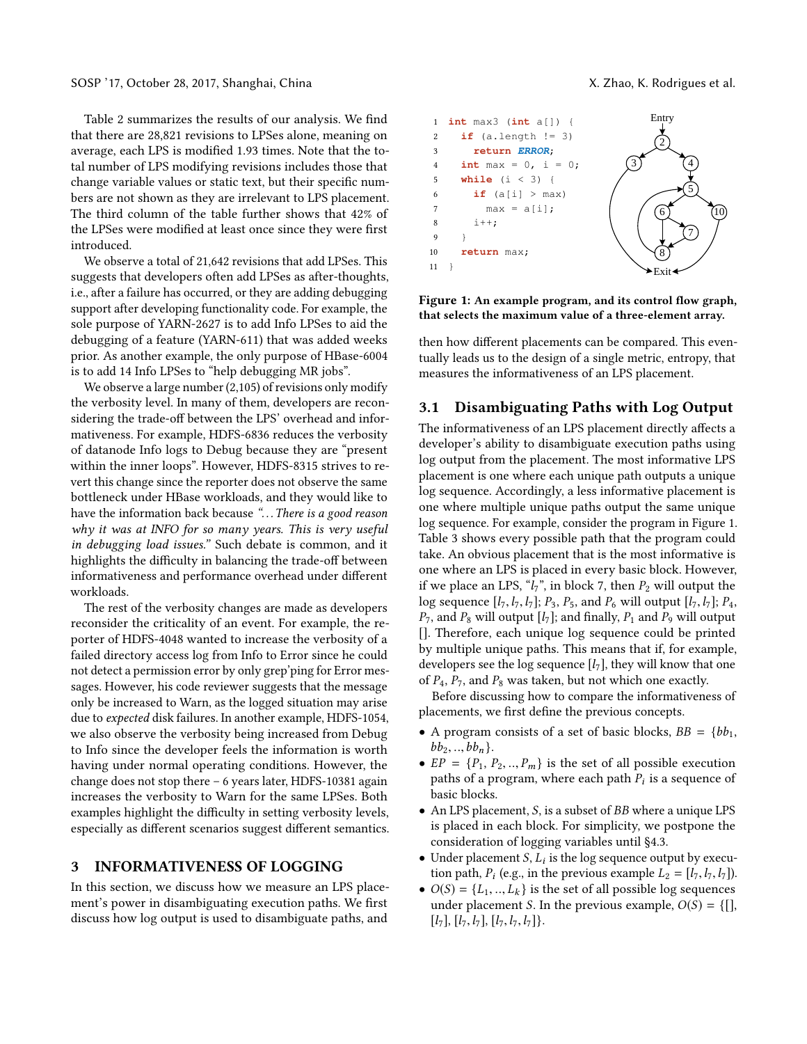Table 2 summarizes the results of our analysis. We find that there are 28,821 revisions to LPSes alone, meaning on average, each LPS is modified 1.93 times. Note that the total number of LPS modifying revisions includes those that change variable values or static text, but their specific numbers are not shown as they are irrelevant to LPS placement. The third column of the table further shows that 42% of the LPSes were modified at least once since they were first introduced.

We observe a total of 21,642 revisions that add LPSes. This suggests that developers often add LPSes as after-thoughts, i.e., after a failure has occurred, or they are adding debugging support after developing functionality code. For example, the sole purpose of YARN-2627 is to add Info LPSes to aid the debugging of a feature (YARN-611) that was added weeks prior. As another example, the only purpose of HBase-6004 is to add 14 Info LPSes to "help debugging MR jobs".

We observe a large number (2,105) of revisions only modify the verbosity level. In many of them, developers are reconsidering the trade-off between the LPS' overhead and informativeness. For example, HDFS-6836 reduces the verbosity of datanode Info logs to Debug because they are "present within the inner loops". However, HDFS-8315 strives to revert this change since the reporter does not observe the same bottleneck under HBase workloads, and they would like to have the information back because *"...There is a good reason why it was at INFO for so many years. This is very useful in debugging load issues."* Such debate is common, and it highlights the difficulty in balancing the trade-off between informativeness and performance overhead under different workloads.

The rest of the verbosity changes are made as developers reconsider the criticality of an event. For example, the reporter of HDFS-4048 wanted to increase the verbosity of a failed directory access log from Info to Error since he could not detect a permission error by only grep'ping for Error messages. However, his code reviewer suggests that the message only be increased to Warn, as the logged situation may arise due to *expected* disk failures. In another example, HDFS-1054, we also observe the verbosity being increased from Debug to Info since the developer feels the information is worth having under normal operating conditions. However, the change does not stop there – 6 years later, HDFS-10381 again increases the verbosity to Warn for the same LPSes. Both examples highlight the difficulty in setting verbosity levels, especially as different scenarios suggest different semantics.

# 3 INFORMATIVENESS OF LOGGING

In this section, we discuss how we measure an LPS placement's power in disambiguating execution paths. We first discuss how log output is used to disambiguate paths, and then how different placements can be compared. This eventually leads us to the design of a single metric, entropy, that measures the informativeness of an LPS placement.

```
1  int max3 (int a[]) {
2    if (a.length != 3)
3      return ERROR;
4    int max = 0, i = 0;
5    while (i < 3) {
6      if (a[i] > max)
7        max = a[i];
8      i++;
9    }
10   return max;
11 }
```

**Figure 1: An example program, and its control flow graph, that selects the maximum value of a three-element array.**

## 3.1 Disambiguating Paths with Log Output

The informativeness of an LPS placement directly affects a developer's ability to disambiguate execution paths using log output from the placement. The most informative LPS placement is one where each unique path outputs a unique log sequence. Accordingly, a less informative placement is one where multiple unique paths output the same unique log sequence. For example, consider the program in Figure 1. Table 3 shows every possible path that the program could take. An obvious placement that is the most informative is one where an LPS is placed in every basic block. However, if we place an LPS, "$l_7$", in block 7, then $P_2$ will output the log sequence $[l_7, l_7, l_7]$; $P_3$, $P_5$, and $P_6$ will output $[l_7, l_7]$; $P_4$, $P_7$, and $P_8$ will output $[l_7]$; and finally, $P_1$ and $P_9$ will output $[]$. Therefore, each unique log sequence could be printed by multiple unique paths. This means that if, for example, developers see the log sequence $[l_7]$, they will know that one of $P_4$, $P_7$, and $P_8$ was taken, but not which one exactly.

Before discussing how to compare the informativeness of placements, we first define the previous concepts.

- A program consists of a set of basic blocks, $BB = \{bb_1, bb_2, .., bb_n\}$.
- $EP = \{P_1, P_2, .., P_m\}$ is the set of all possible execution paths of a program, where each path $P_i$ is a sequence of basic blocks.
- An LPS placement, $S$, is a subset of $BB$ where a unique LPS is placed in each block. For simplicity, we postpone the consideration of logging variables until §4.3.
- Under placement $S$, $L_i$ is the log sequence output by execution path, $P_i$ (e.g., in the previous example $L_2 = [l_7, l_7, l_7]$).
- $O(S) = \{L_1, .., L_k\}$ is the set of all possible log sequences under placement $S$. In the previous example, $O(S) = \{[], [l_7], [l_7, l_7], [l_7, l_7, l_7]\}$.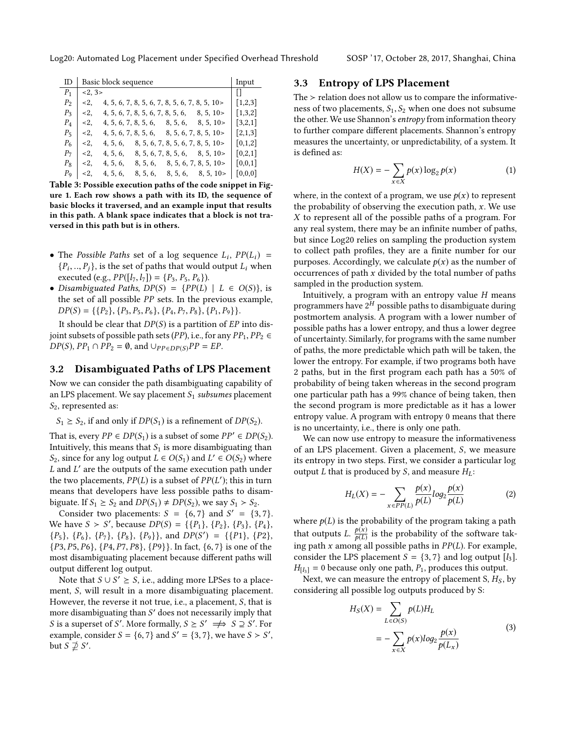| ID | Basic block sequence | Input |
|---|---|---|
| $P_1$ | <2, 3> | [] |
| $P_2$ | <2, 4, 5, 6, 7, 8, 5, 6, 7, 8, 5, 6, 7, 8, 5, 10> | [1,2,3] |
| $P_3$ | <2, 4, 5, 6, 7, 8, 5, 6, 7, 8, 5, 6, 8, 5, 10> | [1,3,2] |
| $P_4$ | <2, 4, 5, 6, 7, 8, 5, 6, 8, 5, 6, 8, 5, 10> | [3,2,1] |
| $P_5$ | <2, 4, 5, 6, 7, 8, 5, 6, 8, 5, 6, 7, 8, 5, 10> | [2,1,3] |
| $P_6$ | <2, 4, 5, 6, 8, 5, 6, 7, 8, 5, 6, 7, 8, 5, 10> | [0,1,2] |
| $P_7$ | <2, 4, 5, 6, 8, 5, 6, 7, 8, 5, 6, 8, 5, 10> | [0,2,1] |
| $P_8$ | <2, 4, 5, 6, 8, 5, 6, 8, 5, 6, 7, 8, 5, 10> | [0,0,1] |
| $P_9$ | <2, 4, 5, 6, 8, 5, 6, 8, 5, 6, 8, 5, 10> | [0,0,0] |

**Table 3: Possible execution paths of the code snippet in Figure 1. Each row shows a path with its ID, the sequence of basic blocks it traversed, and an example input that results in this path. A blank space indicates that a block is not traversed in this path but is in others.**

- The *Possible Paths* set of a log sequence $L_i$, $PP(L_i) = \{P_i, .., P_j\}$, is the set of paths that would output $L_i$ when executed (e.g., $PP([l_7, l_7]) = \{P_3, P_5, P_6\}$).
- *Disambiguated Paths*, $DP(S) = \{PP(L) \mid L \in O(S)\}$, is the set of all possible $PP$ sets. In the previous example, $DP(S) = \{\{P_2\}, \{P_3, P_5, P_6\}, \{P_4, P_7, P_8\}, \{P_1, P_9\}\}$.

It should be clear that $DP(S)$ is a partition of $EP$ into disjoint subsets of possible path sets ($PP$), i.e., for any $PP_1, PP_2 \in DP(S)$, $PP_1 \cap PP_2 = \emptyset$, and $\cup_{PP \in DP(S)} PP = EP$.

## 3.2 Disambiguated Paths of LPS Placement

Now we can consider the path disambiguating capability of an LPS placement. We say placement $S_1$ *subsumes* placement $S_2$, represented as:

$S_1 \succeq S_2$, if and only if $DP(S_1)$ is a refinement of $DP(S_2)$.

That is, every $PP \in DP(S_1)$ is a subset of some $PP' \in DP(S_2)$. Intuitively, this means that $S_1$ is more disambiguating than $S_2$, since for any log output $L \in O(S_1)$ and $L' \in O(S_2)$ where $L$ and $L'$ are the outputs of the same execution path under the two placements, $PP(L)$ is a subset of $PP(L')$; this in turn means that developers have less possible paths to disambiguate. If $S_1 \succeq S_2$ and $DP(S_1) \neq DP(S_2)$, we say $S_1 \succ S_2$.

Consider two placements: $S = \{6, 7\}$ and $S' = \{3, 7\}$. We have $S \succ S'$, because $DP(S) = \{\{P_1\}, \{P_2\}, \{P_3\}, \{P_4\}, \{P_5\}, \{P_6\}, \{P_7\}, \{P_8\}, \{P_9\}\}$, and $DP(S') = \{\{P1\}, \{P2\}, \{P3, P5, P6\}, \{P4, P7, P8\}, \{P9\}\}$. In fact, $\{6, 7\}$ is one of the most disambiguating placement because different paths will output different log output.

Note that $S \cup S' \succeq S$, i.e., adding more LPSes to a placement, $S$, will result in a more disambiguating placement. However, the reverse it not true, i.e., a placement, $S$, that is more disambiguating than $S'$ does not necessarily imply that $S$ is a superset of $S'$. More formally, $S \succeq S' \not\Longrightarrow S \supseteq S'$. For example, consider $S = \{6, 7\}$ and $S' = \{3, 7\}$, we have $S \succ S'$, but $S \not\supseteq S'$.

## 3.3 Entropy of LPS Placement

The $\succ$ relation does not allow us to compare the informativeness of two placements, $S_1, S_2$ when one does not subsume the other. We use Shannon's *entropy* from information theory to further compare different placements. Shannon's entropy measures the uncertainty, or unpredictability, of a system. It is defined as:

$$H(X) = -\sum_{x \in X} p(x) \log_2 p(x) \tag{1}$$

where, in the context of a program, we use $p(x)$ to represent the probability of observing the execution path, $x$. We use $X$ to represent all of the possible paths of a program. For any real system, there may be an infinite number of paths, but since Log20 relies on sampling the production system to collect path profiles, they are a finite number for our purposes. Accordingly, we calculate $p(x)$ as the number of occurrences of path $x$ divided by the total number of paths sampled in the production system.

Intuitively, a program with an entropy value $H$ means programmers have $2^H$ possible paths to disambiguate during postmortem analysis. A program with a lower number of possible paths has a lower entropy, and thus a lower degree of uncertainty. Similarly, for programs with the same number of paths, the more predictable which path will be taken, the lower the entropy. For example, if two programs both have 2 paths, but in the first program each path has a 50% of probability of being taken whereas in the second program one particular path has a 99% chance of being taken, then the second program is more predictable as it has a lower entropy value. A program with entropy 0 means that there is no uncertainty, i.e., there is only one path.

We can now use entropy to measure the informativeness of an LPS placement. Given a placement, $S$, we measure its entropy in two steps. First, we consider a particular log output $L$ that is produced by $S$, and measure $H_L$:

$$H_L(X) = -\sum_{x \in PP(L)} \frac{p(x)}{p(L)} log_2 \frac{p(x)}{p(L)} \tag{2}$$

where $p(L)$ is the probability of the program taking a path that outputs $L$. $\frac{p(x)}{p(L)}$ is the probability of the software taking path $x$ among all possible paths in $PP(L)$. For example, consider the LPS placement $S = \{3, 7\}$ and log output $[l_3]$. $H_{[l_3]} = 0$ because only one path, $P_1$, produces this output.

Next, we can measure the entropy of placement S, $H_S$, by considering all possible log outputs produced by S:

$$\begin{aligned} H_S(X) &= \sum_{L \in O(S)} p(L) H_L \\ &= -\sum_{x \in X} p(x) log_2 \frac{p(x)}{p(L_x)} \end{aligned} \tag{3}$$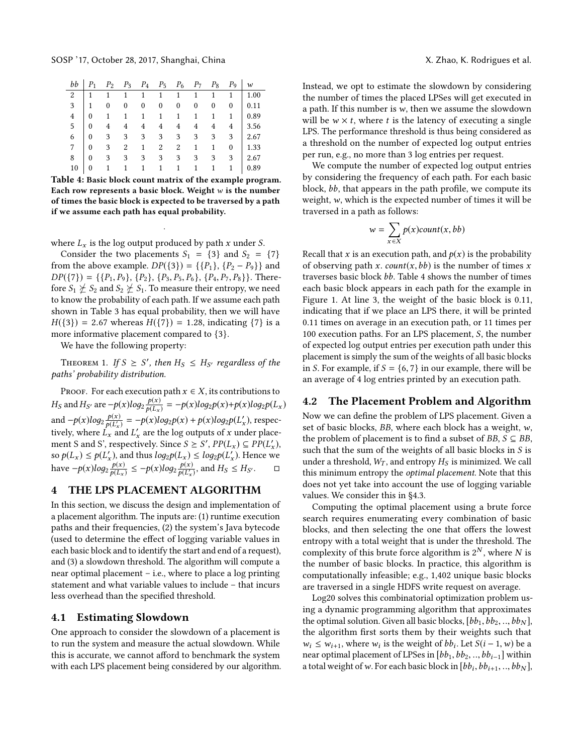| bb | $P_1$ | $P_2$ | $P_3$ | $P_4$ | $P_5$ | $P_6$ | $P_7$ | $P_8$ | $P_9$ | w |
|---|---|---|---|---|---|---|---|---|---|---|
| 2 | 1 | 1 | 1 | 1 | 1 | 1 | 1 | 1 | 1 | 1.00 |
| 3 | 1 | 0 | 0 | 0 | 0 | 0 | 0 | 0 | 0 | 0.11 |
| 4 | 0 | 1 | 1 | 1 | 1 | 1 | 1 | 1 | 1 | 0.89 |
| 5 | 0 | 4 | 4 | 4 | 4 | 4 | 4 | 4 | 4 | 3.56 |
| 6 | 0 | 3 | 3 | 3 | 3 | 3 | 3 | 3 | 3 | 2.67 |
| 7 | 0 | 3 | 2 | 1 | 2 | 2 | 1 | 1 | 0 | 1.33 |
| 8 | 0 | 3 | 3 | 3 | 3 | 3 | 3 | 3 | 3 | 2.67 |
| 10 | 0 | 1 | 1 | 1 | 1 | 1 | 1 | 1 | 1 | 0.89 |

**Table 4: Basic block count matrix of the example program. Each row represents a basic block. Weight $w$ is the number of times the basic block is expected to be traversed by a path if we assume each path has equal probability.**

where $L_x$ is the log output produced by path $x$ under $S$.

Consider the two placements $S_1 = \{3\}$ and $S_2 = \{7\}$ from the above example. $DP(\{3\}) = \{\{P_1\}, \{P_2 - P_9\}\}$ and $DP(\{7\}) = \{\{P_1, P_9\}, \{P_2\}, \{P_3, P_5, P_6\}, \{P_4, P_7, P_8\}\}$. Therefore $S_1 \not\geq S_2$ and $S_2 \not\geq S_1$. To measure their entropy, we need to know the probability of each path. If we assume each path shown in Table 3 has equal probability, then we will have $H(\{3\}) = 2.67$ whereas $H(\{7\}) = 1.28$, indicating $\{7\}$ is a more informative placement compared to $\{3\}$.

We have the following property:

Theorem 1. *If $S \geq S'$, then $H_S \leq H_{S'}$ regardless of the paths' probability distribution.*

Proof. For each execution path $x \in X$, its contributions to $H_S$ and $H_{S'}$ are $-p(x)log_2\frac{p(x)}{p(L_x)} = -p(x)log_2 p(x) + p(x)log_2 p(L_x)$ and $-p(x)log_2\frac{p(x)}{p(L'_x)} = -p(x)log_2 p(x) + p(x)log_2 p(L'_x)$, respectively, where $L_x$ and $L'_x$ are the log outputs of $x$ under placement S and S', respectively. Since $S \geq S'$, $PP(L_x) \subseteq PP(L'_x)$, so $p(L_x) \leq p(L'_x)$, and thus $log_2 p(L_x) \leq log_2 p(L'_x)$. Hence we have $-p(x)log_2\frac{p(x)}{p(L_x)} \leq -p(x)log_2\frac{p(x)}{p(L'_x)}$, and $H_S \leq H_{S'}$. □

## 4 THE LPS PLACEMENT ALGORITHM

In this section, we discuss the design and implementation of a placement algorithm. The inputs are: (1) runtime execution paths and their frequencies, (2) the system's Java bytecode (used to determine the effect of logging variable values in each basic block and to identify the start and end of a request), and (3) a slowdown threshold. The algorithm will compute a near optimal placement – i.e., where to place a log printing statement and what variable values to include – that incurs less overhead than the specified threshold.

### 4.1 Estimating Slowdown

One approach to consider the slowdown of a placement is to run the system and measure the actual slowdown. While this is accurate, we cannot afford to benchmark the system with each LPS placement being considered by our algorithm. Instead, we opt to estimate the slowdown by considering the number of times the placed LPSes will get executed in a path. If this number is $w$, then we assume the slowdown will be $w \times t$, where $t$ is the latency of executing a single LPS. The performance threshold is thus being considered as a threshold on the number of expected log output entries per run, e.g., no more than 3 log entries per request.

We compute the number of expected log output entries by considering the frequency of each path. For each basic block, $bb$, that appears in the path profile, we compute its weight, $w$, which is the expected number of times it will be traversed in a path as follows:

$$w = \sum_{x \in X} p(x) count(x, bb)$$

Recall that $x$ is an execution path, and $p(x)$ is the probability of observing path $x$. $count(x, bb)$ is the number of times $x$ traverses basic block $bb$. Table 4 shows the number of times each basic block appears in each path for the example in Figure 1. At line 3, the weight of the basic block is 0.11, indicating that if we place an LPS there, it will be printed 0.11 times on average in an execution path, or 11 times per 100 execution paths. For an LPS placement, $S$, the number of expected log output entries per execution path under this placement is simply the sum of the weights of all basic blocks in $S$. For example, if $S = \{6, 7\}$ in our example, there will be an average of 4 log entries printed by an execution path.

### 4.2 The Placement Problem and Algorithm

Now we can define the problem of LPS placement. Given a set of basic blocks, $BB$, where each block has a weight, $w$, the problem of placement is to find a subset of $BB$, $S \subseteq BB$, such that the sum of the weights of all basic blocks in $S$ is under a threshold, $W_T$, and entropy $H_S$ is minimized. We call this minimum entropy the *optimal placement*. Note that this does not yet take into account the use of logging variable values. We consider this in §4.3.

Computing the optimal placement using a brute force search requires enumerating every combination of basic blocks, and then selecting the one that offers the lowest entropy with a total weight that is under the threshold. The complexity of this brute force algorithm is $2^N$, where $N$ is the number of basic blocks. In practice, this algorithm is computationally infeasible; e.g., 1,402 unique basic blocks are traversed in a single HDFS write request on average.

Log20 solves this combinatorial optimization problem using a dynamic programming algorithm that approximates the optimal solution. Given all basic blocks, $[bb_1, bb_2, .., bb_N]$, the algorithm first sorts them by their weights such that $w_i \leq w_{i+1}$, where $w_i$ is the weight of $bb_i$. Let $S(i-1, w)$ be a near optimal placement of LPSes in $[bb_1, bb_2, .., bb_{i-1}]$ within a total weight of $w$. For each basic block in $[bb_i, bb_{i+1}, .., bb_N]$,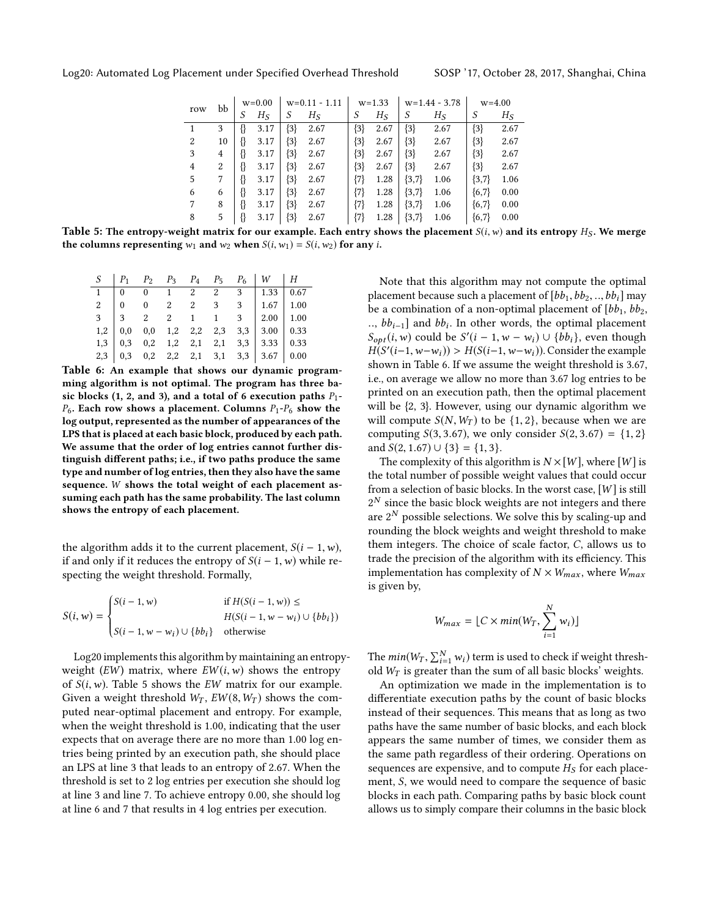| row | bb | w=0.00 | | w=0.11 - 1.11 | | w=1.33 | | w=1.44 - 3.78 | | w=4.00 | |
|---|---|---|---|---|---|---|---|---|---|---|---|
| | | $S$ | $H_S$ | $S$ | $H_S$ | $S$ | $H_S$ | $S$ | $H_S$ | $S$ | $H_S$ |
| 1 | 3 | {} | 3.17 | {3} | 2.67 | {3} | 2.67 | {3} | 2.67 | {3} | 2.67 |
| 2 | 10 | {} | 3.17 | {3} | 2.67 | {3} | 2.67 | {3} | 2.67 | {3} | 2.67 |
| 3 | 4 | {} | 3.17 | {3} | 2.67 | {3} | 2.67 | {3} | 2.67 | {3} | 2.67 |
| 4 | 2 | {} | 3.17 | {3} | 2.67 | {3} | 2.67 | {3} | 2.67 | {3} | 2.67 |
| 5 | 7 | {} | 3.17 | {3} | 2.67 | {7} | 1.28 | {3,7} | 1.06 | {3,7} | 1.06 |
| 6 | 6 | {} | 3.17 | {3} | 2.67 | {7} | 1.28 | {3,7} | 1.06 | {6,7} | 0.00 |
| 7 | 8 | {} | 3.17 | {3} | 2.67 | {7} | 1.28 | {3,7} | 1.06 | {6,7} | 0.00 |
| 8 | 5 | {} | 3.17 | {3} | 2.67 | {7} | 1.28 | {3,7} | 1.06 | {6,7} | 0.00 |

**Table 5: The entropy-weight matrix for our example. Each entry shows the placement $S(i, w)$ and its entropy $H_S$. We merge the columns representing $w_1$ and $w_2$ when $S(i, w_1) = S(i, w_2)$ for any $i$.**

| $S$ | $P_1$ | $P_2$ | $P_3$ | $P_4$ | $P_5$ | $P_6$ | $W$ | $H$ |
|---|---|---|---|---|---|---|---|---|
| 1 | 0 | 0 | 1 | 2 | 2 | 3 | 1.33 | 0.67 |
| 2 | 0 | 0 | 2 | 2 | 3 | 3 | 1.67 | 1.00 |
| 3 | 3 | 2 | 2 | 1 | 1 | 3 | 2.00 | 1.00 |
| 1,2 | 0,0 | 0,0 | 1,2 | 2,2 | 2,3 | 3,3 | 3.00 | 0.33 |
| 1,3 | 0,3 | 0,2 | 1,2 | 2,1 | 2,1 | 3,3 | 3.33 | 0.33 |
| 2,3 | 0,3 | 0,2 | 2,2 | 2,1 | 3,1 | 3,3 | 3.67 | 0.00 |

**Table 6: An example that shows our dynamic programming algorithm is not optimal. The program has three basic blocks (1, 2, and 3), and a total of 6 execution paths $P_1$-$P_6$. Each row shows a placement. Columns $P_1$-$P_6$ show the log output, represented as the number of appearances of the LPS that is placed at each basic block, produced by each path. We assume that the order of log entries cannot further distinguish different paths; i.e., if two paths produce the same type and number of log entries, then they also have the same sequence. $W$ shows the total weight of each placement assuming each path has the same probability. The last column shows the entropy of each placement.**

the algorithm adds it to the current placement, $S(i-1, w)$, if and only if it reduces the entropy of $S(i-1, w)$ while respecting the weight threshold. Formally,

$$S(i, w) = \begin{cases} S(i-1, w) & \text{if } H(S(i-1, w)) \leq \\ & H(S(i-1, w-w_i) \cup \{bb_i\}) \\ S(i-1, w-w_i) \cup \{bb_i\} & \text{otherwise} \end{cases}$$

Log20 implements this algorithm by maintaining an entropy-weight ($EW$) matrix, where $EW(i, w)$ shows the entropy of $S(i, w)$. Table 5 shows the $EW$ matrix for our example. Given a weight threshold $W_T$, $EW(8, W_T)$ shows the computed near-optimal placement and entropy. For example, when the weight threshold is 1.00, indicating that the user expects that on average there are no more than 1.00 log entries being printed by an execution path, she should place an LPS at line 3 that leads to an entropy of 2.67. When the threshold is set to 2 log entries per execution she should log at line 3 and line 7. To achieve entropy 0.00, she should log at line 6 and 7 that results in 4 log entries per execution.

Note that this algorithm may not compute the optimal placement because such a placement of $[bb_1, bb_2, .., bb_i]$ may be a combination of a non-optimal placement of $[bb_1, bb_2, .., bb_{i-1}]$ and $bb_i$. In other words, the optimal placement $S_{opt}(i, w)$ could be $S'(i-1, w-w_i) \cup \{bb_i\}$, even though $H(S'(i-1, w-w_i)) > H(S(i-1, w-w_i))$. Consider the example shown in Table 6. If we assume the weight threshold is 3.67, i.e., on average we allow no more than 3.67 log entries to be printed on an execution path, then the optimal placement will be {2, 3}. However, using our dynamic algorithm we will compute $S(N, W_T)$ to be $\{1, 2\}$, because when we are computing $S(3, 3.67)$, we only consider $S(2, 3.67) = \{1, 2\}$ and $S(2, 1.67) \cup \{3\} = \{1, 3\}$.

The complexity of this algorithm is $N \times [W]$, where $[W]$ is the total number of possible weight values that could occur from a selection of basic blocks. In the worst case, $[W]$ is still $2^N$ since the basic block weights are not integers and there are $2^N$ possible selections. We solve this by scaling-up and rounding the block weights and weight threshold to make them integers. The choice of scale factor, $C$, allows us to trade the precision of the algorithm with its efficiency. This implementation has complexity of $N \times W_{max}$, where $W_{max}$ is given by,

$$W_{max} = \lfloor C \times min(W_T, \sum_{i=1}^{N} w_i) \rfloor$$

The $min(W_T, \sum_{i=1}^{N} w_i)$ term is used to check if weight threshold $W_T$ is greater than the sum of all basic blocks' weights.

An optimization we made in the implementation is to differentiate execution paths by the count of basic blocks instead of their sequences. This means that as long as two paths have the same number of basic blocks, and each block appears the same number of times, we consider them as the same path regardless of their ordering. Operations on sequences are expensive, and to compute $H_S$ for each placement, $S$, we would need to compare the sequence of basic blocks in each path. Comparing paths by basic block count allows us to simply compare their columns in the basic block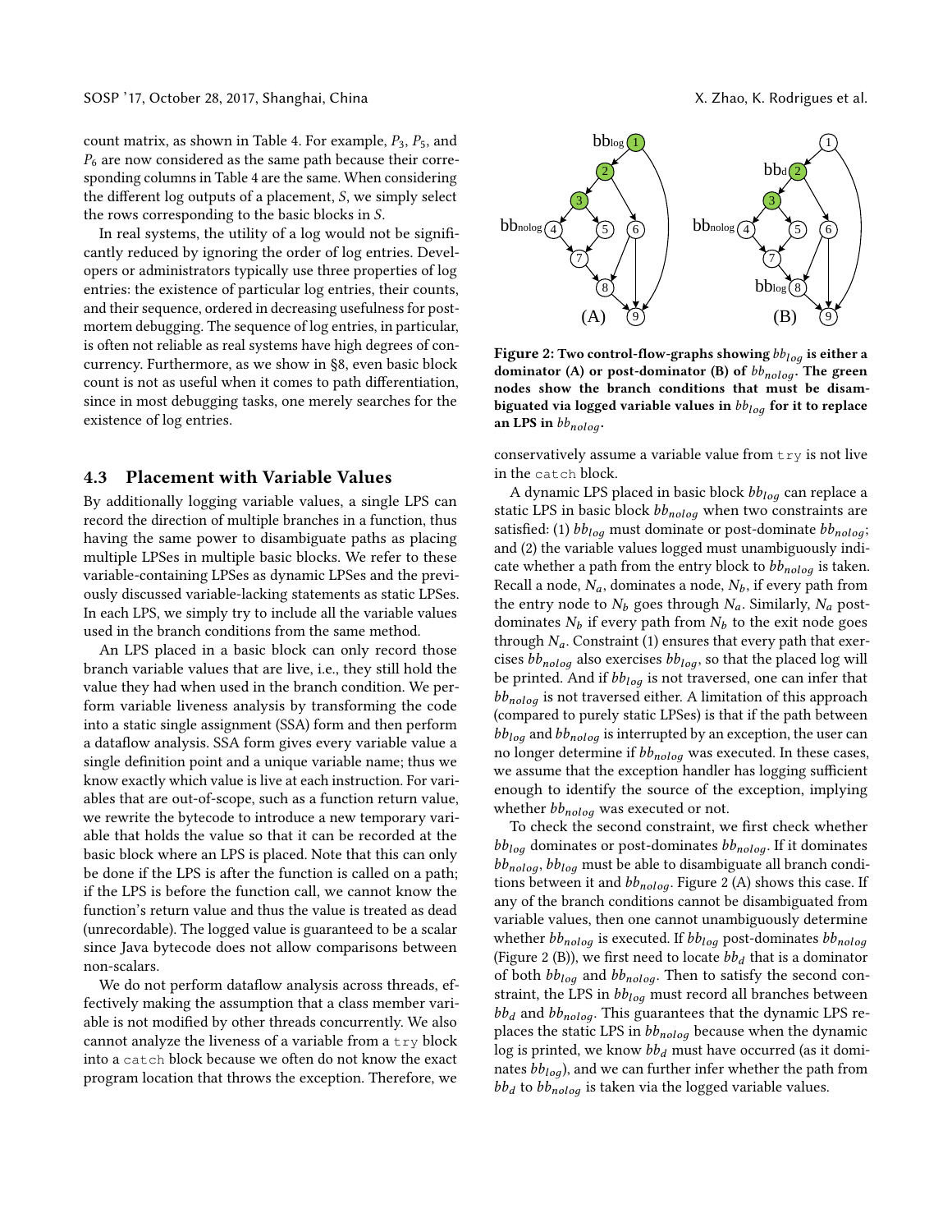count matrix, as shown in Table 4. For example, $P_3$, $P_5$, and $P_6$ are now considered as the same path because their corresponding columns in Table 4 are the same. When considering the different log outputs of a placement, $S$, we simply select the rows corresponding to the basic blocks in $S$.

In real systems, the utility of a log would not be significantly reduced by ignoring the order of log entries. Developers or administrators typically use three properties of log entries: the existence of particular log entries, their counts, and their sequence, ordered in decreasing usefulness for postmortem debugging. The sequence of log entries, in particular, is often not reliable as real systems have high degrees of concurrency. Furthermore, as we show in §8, even basic block count is not as useful when it comes to path differentiation, since in most debugging tasks, one merely searches for the existence of log entries.

### 4.3 Placement with Variable Values

By additionally logging variable values, a single LPS can record the direction of multiple branches in a function, thus having the same power to disambiguate paths as placing multiple LPSes in multiple basic blocks. We refer to these variable-containing LPSes as dynamic LPSes and the previously discussed variable-lacking statements as static LPSes. In each LPS, we simply try to include all the variable values used in the branch conditions from the same method.

An LPS placed in a basic block can only record those branch variable values that are live, i.e., they still hold the value they had when used in the branch condition. We perform variable liveness analysis by transforming the code into a static single assignment (SSA) form and then perform a dataflow analysis. SSA form gives every variable value a single definition point and a unique variable name; thus we know exactly which value is live at each instruction. For variables that are out-of-scope, such as a function return value, we rewrite the bytecode to introduce a new temporary variable that holds the value so that it can be recorded at the basic block where an LPS is placed. Note that this can only be done if the LPS is after the function is called on a path; if the LPS is before the function call, we cannot know the function's return value and thus the value is treated as dead (unrecordable). The logged value is guaranteed to be a scalar since Java bytecode does not allow comparisons between non-scalars.

We do not perform dataflow analysis across threads, effectively making the assumption that a class member variable is not modified by other threads concurrently. We also cannot analyze the liveness of a variable from a `try` block into a `catch` block because we often do not know the exact program location that throws the exception. Therefore, we conservatively assume a variable value from `try` is not live in the `catch` block.

bblog
1
2
3
bbnolog
4
5
6
7
8
(A)
9

1
bbd
2
3
bbnolog
4
5
6
7
bblog
8
(B)
9

**Figure 2: Two control-flow-graphs showing $bb_{log}$ is either a dominator (A) or post-dominator (B) of $bb_{nolog}$. The green nodes show the branch conditions that must be disambiguated via logged variable values in $bb_{log}$ for it to replace an LPS in $bb_{nolog}$.**

A dynamic LPS placed in basic block $bb_{log}$ can replace a static LPS in basic block $bb_{nolog}$ when two constraints are satisfied: (1) $bb_{log}$ must dominate or post-dominate $bb_{nolog}$; and (2) the variable values logged must unambiguously indicate whether a path from the entry block to $bb_{nolog}$ is taken. Recall a node, $N_a$, dominates a node, $N_b$, if every path from the entry node to $N_b$ goes through $N_a$. Similarly, $N_a$ post-dominates $N_b$ if every path from $N_b$ to the exit node goes through $N_a$. Constraint (1) ensures that every path that exercises $bb_{nolog}$ also exercises $bb_{log}$, so that the placed log will be printed. And if $bb_{log}$ is not traversed, one can infer that $bb_{nolog}$ is not traversed either. A limitation of this approach (compared to purely static LPSes) is that if the path between $bb_{log}$ and $bb_{nolog}$ is interrupted by an exception, the user can no longer determine if $bb_{nolog}$ was executed. In these cases, we assume that the exception handler has logging sufficient enough to identify the source of the exception, implying whether $bb_{nolog}$ was executed or not.

To check the second constraint, we first check whether $bb_{log}$ dominates or post-dominates $bb_{nolog}$. If it dominates $bb_{nolog}$, $bb_{log}$ must be able to disambiguate all branch conditions between it and $bb_{nolog}$. Figure 2 (A) shows this case. If any of the branch conditions cannot be disambiguated from variable values, then one cannot unambiguously determine whether $bb_{nolog}$ is executed. If $bb_{log}$ post-dominates $bb_{nolog}$ (Figure 2 (B)), we first need to locate $bb_d$ that is a dominator of both $bb_{log}$ and $bb_{nolog}$. Then to satisfy the second constraint, the LPS in $bb_{log}$ must record all branches between $bb_d$ and $bb_{nolog}$. This guarantees that the dynamic LPS replaces the static LPS in $bb_{nolog}$ because when the dynamic log is printed, we know $bb_d$ must have occurred (as it dominates $bb_{log}$), and we can further infer whether the path from $bb_d$ to $bb_{nolog}$ is taken via the logged variable values.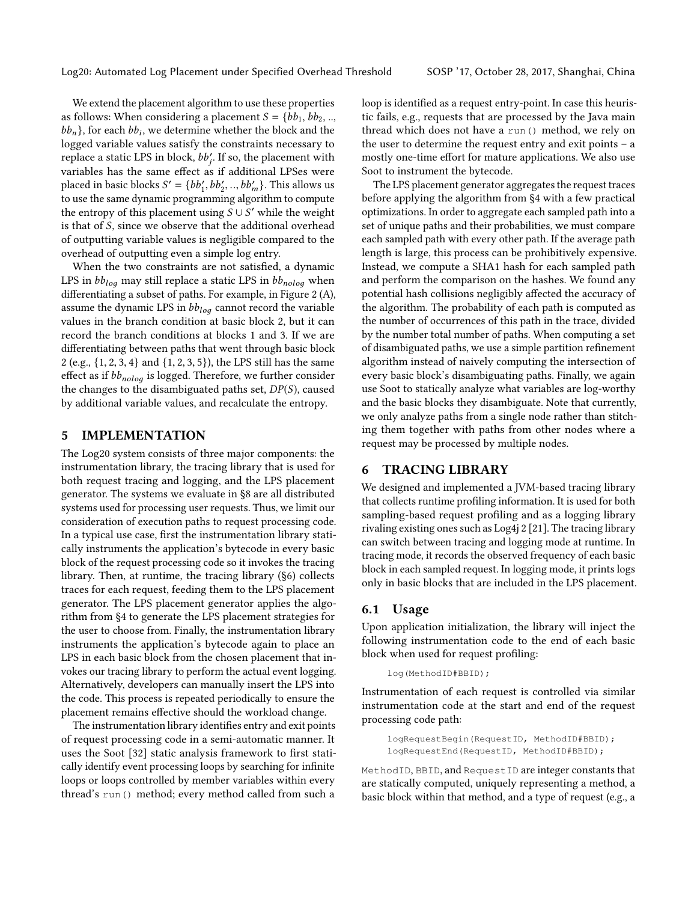We extend the placement algorithm to use these properties as follows: When considering a placement $S = \{bb_1, bb_2, .., bb_n\}$, for each $bb_i$, we determine whether the block and the logged variable values satisfy the constraints necessary to replace a static LPS in block, $bb'_j$. If so, the placement with variables has the same effect as if additional LPSes were placed in basic blocks $S' = \{bb'_1, bb'_2, .., bb'_m\}$. This allows us to use the same dynamic programming algorithm to compute the entropy of this placement using $S \cup S'$ while the weight is that of $S$, since we observe that the additional overhead of outputting variable values is negligible compared to the overhead of outputting even a simple log entry.

When the two constraints are not satisfied, a dynamic LPS in $bb_{log}$ may still replace a static LPS in $bb_{nolog}$ when differentiating a subset of paths. For example, in Figure 2 (A), assume the dynamic LPS in $bb_{log}$ cannot record the variable values in the branch condition at basic block 2, but it can record the branch conditions at blocks 1 and 3. If we are differentiating between paths that went through basic block 2 (e.g., $\{1, 2, 3, 4\}$ and $\{1, 2, 3, 5\}$), the LPS still has the same effect as if $bb_{nolog}$ is logged. Therefore, we further consider the changes to the disambiguated paths set, $DP(S)$, caused by additional variable values, and recalculate the entropy.

## 5 IMPLEMENTATION

The Log20 system consists of three major components: the instrumentation library, the tracing library that is used for both request tracing and logging, and the LPS placement generator. The systems we evaluate in §8 are all distributed systems used for processing user requests. Thus, we limit our consideration of execution paths to request processing code. In a typical use case, first the instrumentation library statically instruments the application's bytecode in every basic block of the request processing code so it invokes the tracing library. Then, at runtime, the tracing library (§6) collects traces for each request, feeding them to the LPS placement generator. The LPS placement generator applies the algorithm from §4 to generate the LPS placement strategies for the user to choose from. Finally, the instrumentation library instruments the application's bytecode again to place an LPS in each basic block from the chosen placement that invokes our tracing library to perform the actual event logging. Alternatively, developers can manually insert the LPS into the code. This process is repeated periodically to ensure the placement remains effective should the workload change.

The instrumentation library identifies entry and exit points of request processing code in a semi-automatic manner. It uses the Soot [32] static analysis framework to first statically identify event processing loops by searching for infinite loops or loops controlled by member variables within every thread's `run()` method; every method called from such a loop is identified as a request entry-point. In case this heuristic fails, e.g., requests that are processed by the Java main thread which does not have a `run()` method, we rely on the user to determine the request entry and exit points – a mostly one-time effort for mature applications. We also use Soot to instrument the bytecode.

The LPS placement generator aggregates the request traces before applying the algorithm from §4 with a few practical optimizations. In order to aggregate each sampled path into a set of unique paths and their probabilities, we must compare each sampled path with every other path. If the average path length is large, this process can be prohibitively expensive. Instead, we compute a SHA1 hash for each sampled path and perform the comparison on the hashes. We found any potential hash collisions negligibly affected the accuracy of the algorithm. The probability of each path is computed as the number of occurrences of this path in the trace, divided by the number total number of paths. When computing a set of disambiguated paths, we use a simple partition refinement algorithm instead of naively computing the intersection of every basic block's disambiguating paths. Finally, we again use Soot to statically analyze what variables are log-worthy and the basic blocks they disambiguate. Note that currently, we only analyze paths from a single node rather than stitching them together with paths from other nodes where a request may be processed by multiple nodes.

## 6 TRACING LIBRARY

We designed and implemented a JVM-based tracing library that collects runtime profiling information. It is used for both sampling-based request profiling and as a logging library rivaling existing ones such as Log4j 2 [21]. The tracing library can switch between tracing and logging mode at runtime. In tracing mode, it records the observed frequency of each basic block in each sampled request. In logging mode, it prints logs only in basic blocks that are included in the LPS placement.

### 6.1 Usage

Upon application initialization, the library will inject the following instrumentation code to the end of each basic block when used for request profiling:

```
log(MethodID#BBID);
```

Instrumentation of each request is controlled via similar instrumentation code at the start and end of the request processing code path:

```
logRequestBegin(RequestID, MethodID#BBID);
logRequestEnd(RequestID, MethodID#BBID);
```

`MethodID`, `BBID`, and `RequestID` are integer constants that are statically computed, uniquely representing a method, a basic block within that method, and a type of request (e.g., a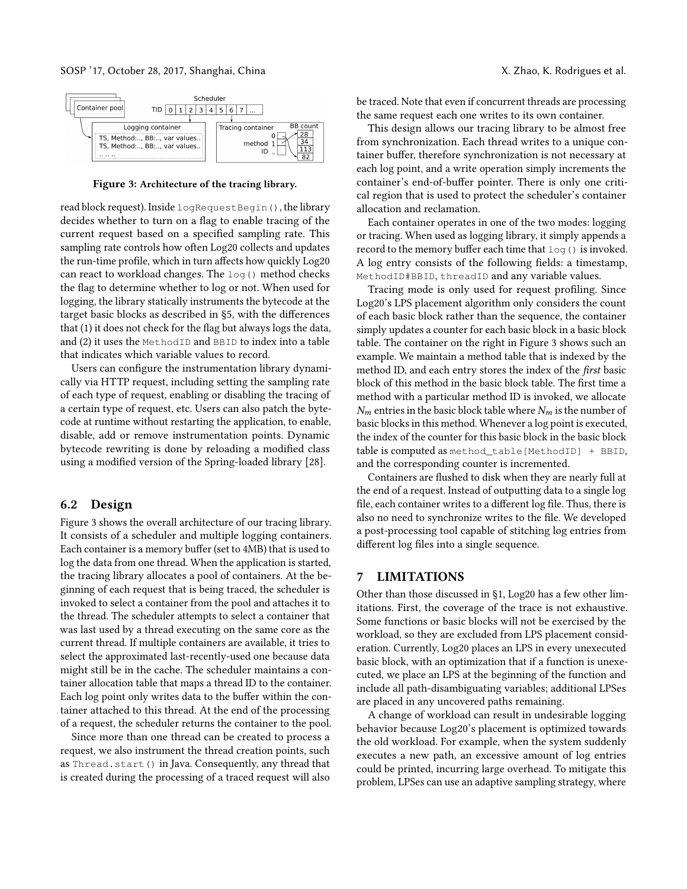**Figure 3: Architecture of the tracing library.**

read block request). Inside `logRequestBegin()`, the library decides whether to turn on a flag to enable tracing of the current request based on a specified sampling rate. This sampling rate controls how often Log20 collects and updates the run-time profile, which in turn affects how quickly Log20 can react to workload changes. The `log()` method checks the flag to determine whether to log or not. When used for logging, the library statically instruments the bytecode at the target basic blocks as described in §5, with the differences that (1) it does not check for the flag but always logs the data, and (2) it uses the `MethodID` and `BBID` to index into a table that indicates which variable values to record.

Users can configure the instrumentation library dynamically via HTTP request, including setting the sampling rate of each type of request, enabling or disabling the tracing of a certain type of request, etc. Users can also patch the bytecode at runtime without restarting the application, to enable, disable, add or remove instrumentation points. Dynamic bytecode rewriting is done by reloading a modified class using a modified version of the Spring-loaded library [28].

## 6.2 Design

Figure 3 shows the overall architecture of our tracing library. It consists of a scheduler and multiple logging containers. Each container is a memory buffer (set to 4MB) that is used to log the data from one thread. When the application is started, the tracing library allocates a pool of containers. At the beginning of each request that is being traced, the scheduler is invoked to select a container from the pool and attaches it to the thread. The scheduler attempts to select a container that was last used by a thread executing on the same core as the current thread. If multiple containers are available, it tries to select the approximated last-recently-used one because data might still be in the cache. The scheduler maintains a container allocation table that maps a thread ID to the container. Each log point only writes data to the buffer within the container attached to this thread. At the end of the processing of a request, the scheduler returns the container to the pool.

Since more than one thread can be created to process a request, we also instrument the thread creation points, such as `Thread.start()` in Java. Consequently, any thread that is created during the processing of a traced request will also be traced. Note that even if concurrent threads are processing the same request each one writes to its own container.

This design allows our tracing library to be almost free from synchronization. Each thread writes to a unique container buffer, therefore synchronization is not necessary at each log point, and a write operation simply increments the container's end-of-buffer pointer. There is only one critical region that is used to protect the scheduler's container allocation and reclamation.

Each container operates in one of the two modes: logging or tracing. When used as logging library, it simply appends a record to the memory buffer each time that `log()` is invoked. A log entry consists of the following fields: a timestamp, `MethodID#BBID`, `threadID` and any variable values.

Tracing mode is only used for request profiling. Since Log20's LPS placement algorithm only considers the count of each basic block rather than the sequence, the container simply updates a counter for each basic block in a basic block table. The container on the right in Figure 3 shows such an example. We maintain a method table that is indexed by the method ID, and each entry stores the index of the *first* basic block of this method in the basic block table. The first time a method with a particular method ID is invoked, we allocate $N_m$ entries in the basic block table where $N_m$ is the number of basic blocks in this method. Whenever a log point is executed, the index of the counter for this basic block in the basic block table is computed as `method_table[MethodID] + BBID`, and the corresponding counter is incremented.

Containers are flushed to disk when they are nearly full at the end of a request. Instead of outputting data to a single log file, each container writes to a different log file. Thus, there is also no need to synchronize writes to the file. We developed a post-processing tool capable of stitching log entries from different log files into a single sequence.

# 7 LIMITATIONS

Other than those discussed in §1, Log20 has a few other limitations. First, the coverage of the trace is not exhaustive. Some functions or basic blocks will not be exercised by the workload, so they are excluded from LPS placement consideration. Currently, Log20 places an LPS in every unexecuted basic block, with an optimization that if a function is unexecuted, we place an LPS at the beginning of the function and include all path-disambiguating variables; additional LPSes are placed in any uncovered paths remaining.

A change of workload can result in undesirable logging behavior because Log20's placement is optimized towards the old workload. For example, when the system suddenly executes a new path, an excessive amount of log entries could be printed, incurring large overhead. To mitigate this problem, LPSes can use an adaptive sampling strategy, where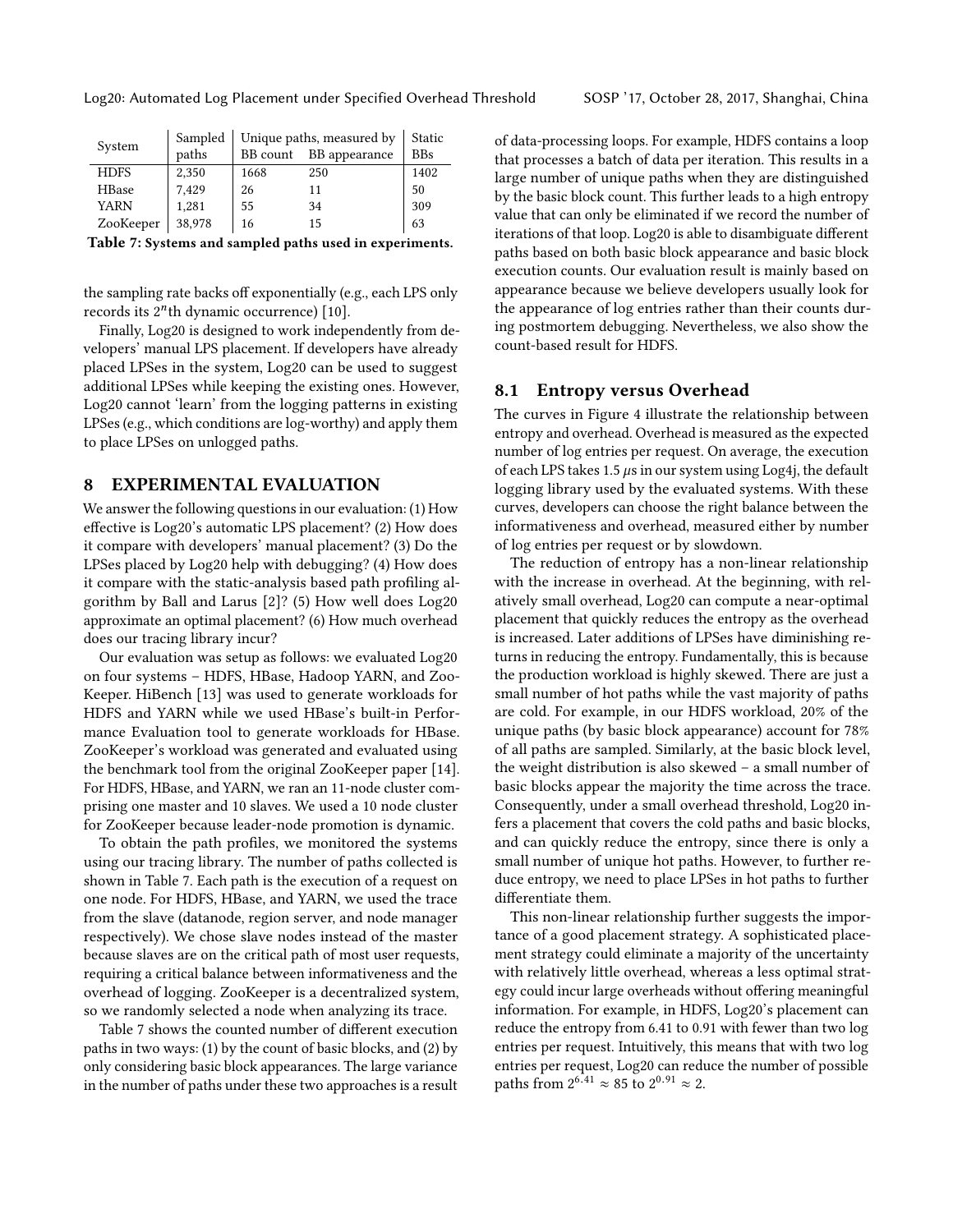| System | Sampled paths | Unique paths, measured by | | Static BBs |
|---|---|---|---|---|
| | | BB count | BB appearance | |
| HDFS | 2,350 | 1668 | 250 | 1402 |
| HBase | 7,429 | 26 | 11 | 50 |
| YARN | 1,281 | 55 | 34 | 309 |
| ZooKeeper | 38,978 | 16 | 15 | 63 |

**Table 7: Systems and sampled paths used in experiments.**

the sampling rate backs off exponentially (e.g., each LPS only records its $2^n$th dynamic occurrence) [10].

Finally, Log20 is designed to work independently from developers' manual LPS placement. If developers have already placed LPSes in the system, Log20 can be used to suggest additional LPSes while keeping the existing ones. However, Log20 cannot 'learn' from the logging patterns in existing LPSes (e.g., which conditions are log-worthy) and apply them to place LPSes on unlogged paths.

# 8 EXPERIMENTAL EVALUATION

We answer the following questions in our evaluation: (1) How effective is Log20's automatic LPS placement? (2) How does it compare with developers' manual placement? (3) Do the LPSes placed by Log20 help with debugging? (4) How does it compare with the static-analysis based path profiling algorithm by Ball and Larus [2]? (5) How well does Log20 approximate an optimal placement? (6) How much overhead does our tracing library incur?

Our evaluation was setup as follows: we evaluated Log20 on four systems – HDFS, HBase, Hadoop YARN, and ZooKeeper. HiBench [13] was used to generate workloads for HDFS and YARN while we used HBase's built-in Performance Evaluation tool to generate workloads for HBase. ZooKeeper's workload was generated and evaluated using the benchmark tool from the original ZooKeeper paper [14]. For HDFS, HBase, and YARN, we ran an 11-node cluster comprising one master and 10 slaves. We used a 10 node cluster for ZooKeeper because leader-node promotion is dynamic.

To obtain the path profiles, we monitored the systems using our tracing library. The number of paths collected is shown in Table 7. Each path is the execution of a request on one node. For HDFS, HBase, and YARN, we used the trace from the slave (datanode, region server, and node manager respectively). We chose slave nodes instead of the master because slaves are on the critical path of most user requests, requiring a critical balance between informativeness and the overhead of logging. ZooKeeper is a decentralized system, so we randomly selected a node when analyzing its trace.

Table 7 shows the counted number of different execution paths in two ways: (1) by the count of basic blocks, and (2) by only considering basic block appearances. The large variance in the number of paths under these two approaches is a result of data-processing loops. For example, HDFS contains a loop that processes a batch of data per iteration. This results in a large number of unique paths when they are distinguished by the basic block count. This further leads to a high entropy value that can only be eliminated if we record the number of iterations of that loop. Log20 is able to disambiguate different paths based on both basic block appearance and basic block execution counts. Our evaluation result is mainly based on appearance because we believe developers usually look for the appearance of log entries rather than their counts during postmortem debugging. Nevertheless, we also show the count-based result for HDFS.

## 8.1 Entropy versus Overhead

The curves in Figure 4 illustrate the relationship between entropy and overhead. Overhead is measured as the expected number of log entries per request. On average, the execution of each LPS takes 1.5 $\mu$s in our system using Log4j, the default logging library used by the evaluated systems. With these curves, developers can choose the right balance between the informativeness and overhead, measured either by number of log entries per request or by slowdown.

The reduction of entropy has a non-linear relationship with the increase in overhead. At the beginning, with relatively small overhead, Log20 can compute a near-optimal placement that quickly reduces the entropy as the overhead is increased. Later additions of LPSes have diminishing returns in reducing the entropy. Fundamentally, this is because the production workload is highly skewed. There are just a small number of hot paths while the vast majority of paths are cold. For example, in our HDFS workload, 20% of the unique paths (by basic block appearance) account for 78% of all paths are sampled. Similarly, at the basic block level, the weight distribution is also skewed – a small number of basic blocks appear the majority the time across the trace. Consequently, under a small overhead threshold, Log20 infers a placement that covers the cold paths and basic blocks, and can quickly reduce the entropy, since there is only a small number of unique hot paths. However, to further reduce entropy, we need to place LPSes in hot paths to further differentiate them.

This non-linear relationship further suggests the importance of a good placement strategy. A sophisticated placement strategy could eliminate a majority of the uncertainty with relatively little overhead, whereas a less optimal strategy could incur large overheads without offering meaningful information. For example, in HDFS, Log20's placement can reduce the entropy from 6.41 to 0.91 with fewer than two log entries per request. Intuitively, this means that with two log entries per request, Log20 can reduce the number of possible paths from $2^{6.41} \approx 85$ to $2^{0.91} \approx 2$.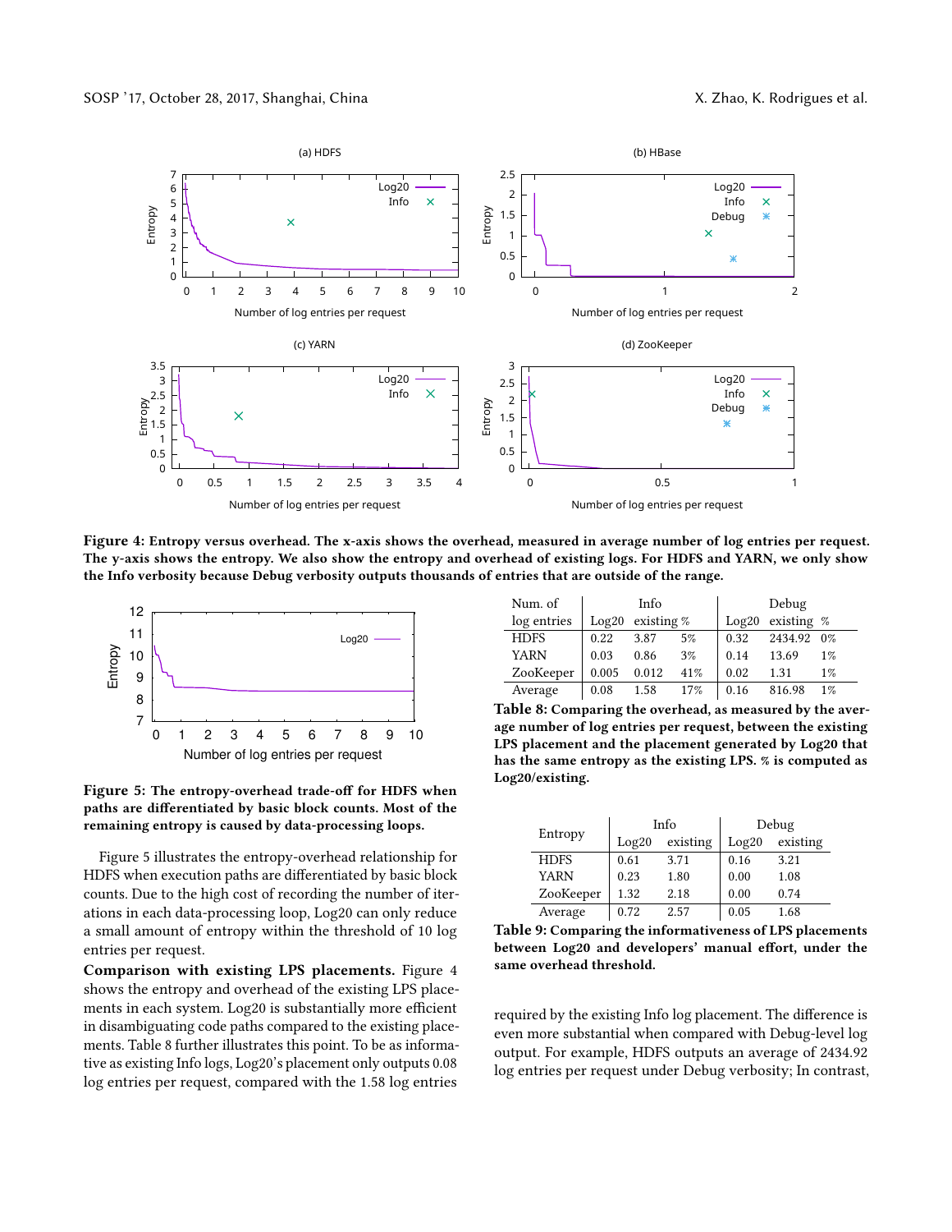**Figure 4: Entropy versus overhead. The x-axis shows the overhead, measured in average number of log entries per request. The y-axis shows the entropy. We also show the entropy and overhead of existing logs. For HDFS and YARN, we only show the Info verbosity because Debug verbosity outputs thousands of entries that are outside of the range.**

**Figure 5: The entropy-overhead trade-off for HDFS when paths are differentiated by basic block counts. Most of the remaining entropy is caused by data-processing loops.**

Figure 5 illustrates the entropy-overhead relationship for HDFS when execution paths are differentiated by basic block counts. Due to the high cost of recording the number of iterations in each data-processing loop, Log20 can only reduce a small amount of entropy within the threshold of 10 log entries per request.

**Comparison with existing LPS placements.** Figure 4 shows the entropy and overhead of the existing LPS placements in each system. Log20 is substantially more efficient in disambiguating code paths compared to the existing placements. Table 8 further illustrates this point. To be as informative as existing Info logs, Log20's placement only outputs 0.08 log entries per request, compared with the 1.58 log entries required by the existing Info log placement. The difference is even more substantial when compared with Debug-level log output. For example, HDFS outputs an average of 2434.92 log entries per request under Debug verbosity; In contrast,

| Num. of log entries | Info | | | Debug | | |
|---|---|---|---|---|---|---|
| | Log20 | existing | % | Log20 | existing | % |
| HDFS | 0.22 | 3.87 | 5% | 0.32 | 2434.92 | 0% |
| YARN | 0.03 | 0.86 | 3% | 0.14 | 13.69 | 1% |
| ZooKeeper | 0.005 | 0.012 | 41% | 0.02 | 1.31 | 1% |
| Average | 0.08 | 1.58 | 17% | 0.16 | 816.98 | 1% |

**Table 8: Comparing the overhead, as measured by the average number of log entries per request, between the existing LPS placement and the placement generated by Log20 that has the same entropy as the existing LPS. % is computed as Log20/existing.**

| Entropy | Info | | Debug | |
|---|---|---|---|---|
| | Log20 | existing | Log20 | existing |
| HDFS | 0.61 | 3.71 | 0.16 | 3.21 |
| YARN | 0.23 | 1.80 | 0.00 | 1.08 |
| ZooKeeper | 1.32 | 2.18 | 0.00 | 0.74 |
| Average | 0.72 | 2.57 | 0.05 | 1.68 |

**Table 9: Comparing the informativeness of LPS placements between Log20 and developers' manual effort, under the same overhead threshold.**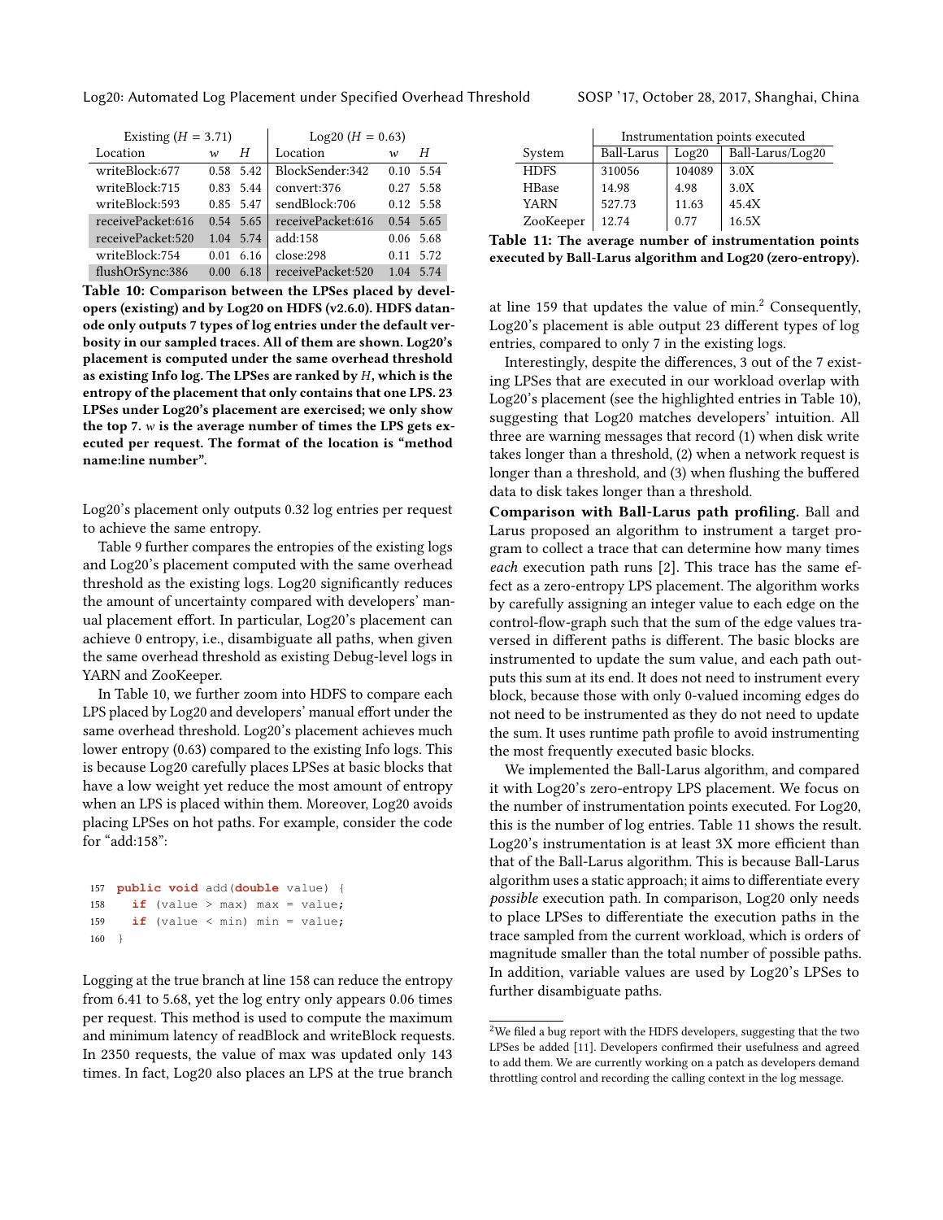| Existing ($H$ = 3.71) | | | Log20 ($H$ = 0.63) | | |
|---|---|---|---|---|---|
| Location | $w$ | $H$ | Location | $w$ | $H$ |
| writeBlock:677 | 0.58 | 5.42 | BlockSender:342 | 0.10 | 5.54 |
| writeBlock:715 | 0.83 | 5.44 | convert:376 | 0.27 | 5.58 |
| writeBlock:593 | 0.85 | 5.47 | sendBlock:706 | 0.12 | 5.58 |
| receivePacket:616 | 0.54 | 5.65 | receivePacket:616 | 0.54 | 5.65 |
| receivePacket:520 | 1.04 | 5.74 | add:158 | 0.06 | 5.68 |
| writeBlock:754 | 0.01 | 6.16 | close:298 | 0.11 | 5.72 |
| flushOrSync:386 | 0.00 | 6.18 | receivePacket:520 | 1.04 | 5.74 |

**Table 10: Comparison between the LPSes placed by developers (existing) and by Log20 on HDFS (v2.6.0). HDFS datanode only outputs 7 types of log entries under the default verbosity in our sampled traces. All of them are shown. Log20's placement is computed under the same overhead threshold as existing Info log. The LPSes are ranked by $H$, which is the entropy of the placement that only contains that one LPS. 23 LPSes under Log20's placement are exercised; we only show the top 7. $w$ is the average number of times the LPS gets executed per request. The format of the location is "method name:line number".**

Log20's placement only outputs 0.32 log entries per request to achieve the same entropy.

Table 9 further compares the entropies of the existing logs and Log20's placement computed with the same overhead threshold as the existing logs. Log20 significantly reduces the amount of uncertainty compared with developers' manual placement effort. In particular, Log20's placement can achieve 0 entropy, i.e., disambiguate all paths, when given the same overhead threshold as existing Debug-level logs in YARN and ZooKeeper.

In Table 10, we further zoom into HDFS to compare each LPS placed by Log20 and developers' manual effort under the same overhead threshold. Log20's placement achieves much lower entropy (0.63) compared to the existing Info logs. This is because Log20 carefully places LPSes at basic blocks that have a low weight yet reduce the most amount of entropy when an LPS is placed within them. Moreover, Log20 avoids placing LPSes on hot paths. For example, consider the code for "add:158":

```
157  public void add(double value) {
158    if (value > max) max = value;
159    if (value < min) min = value;
160  }
```

Logging at the true branch at line 158 can reduce the entropy from 6.41 to 5.68, yet the log entry only appears 0.06 times per request. This method is used to compute the maximum and minimum latency of readBlock and writeBlock requests. In 2350 requests, the value of max was updated only 143 times. In fact, Log20 also places an LPS at the true branch at line 159 that updates the value of min.[2] Consequently, Log20's placement is able output 23 different types of log entries, compared to only 7 in the existing logs.

Interestingly, despite the differences, 3 out of the 7 existing LPSes that are executed in our workload overlap with Log20's placement (see the highlighted entries in Table 10), suggesting that Log20 matches developers' intuition. All three are warning messages that record (1) when disk write takes longer than a threshold, (2) when a network request is longer than a threshold, and (3) when flushing the buffered data to disk takes longer than a threshold.

| | Instrumentation points executed | | |
|---|---|---|---|
| System | Ball-Larus | Log20 | Ball-Larus/Log20 |
| HDFS | 310056 | 104089 | 3.0X |
| HBase | 14.98 | 4.98 | 3.0X |
| YARN | 527.73 | 11.63 | 45.4X |
| ZooKeeper | 12.74 | 0.77 | 16.5X |

**Table 11: The average number of instrumentation points executed by Ball-Larus algorithm and Log20 (zero-entropy).**

**Comparison with Ball-Larus path profiling.** Ball and Larus proposed an algorithm to instrument a target program to collect a trace that can determine how many times *each* execution path runs [2]. This trace has the same effect as a zero-entropy LPS placement. The algorithm works by carefully assigning an integer value to each edge on the control-flow-graph such that the sum of the edge values traversed in different paths is different. The basic blocks are instrumented to update the sum value, and each path outputs this sum at its end. It does not need to instrument every block, because those with only 0-valued incoming edges do not need to be instrumented as they do not need to update the sum. It uses runtime path profile to avoid instrumenting the most frequently executed basic blocks.

We implemented the Ball-Larus algorithm, and compared it with Log20's zero-entropy LPS placement. We focus on the number of instrumentation points executed. For Log20, this is the number of log entries. Table 11 shows the result. Log20's instrumentation is at least 3X more efficient than that of the Ball-Larus algorithm. This is because Ball-Larus algorithm uses a static approach; it aims to differentiate every *possible* execution path. In comparison, Log20 only needs to place LPSes to differentiate the execution paths in the trace sampled from the current workload, which is orders of magnitude smaller than the total number of possible paths. In addition, variable values are used by Log20's LPSes to further disambiguate paths.

[2] We filed a bug report with the HDFS developers, suggesting that the two LPSes be added [11]. Developers confirmed their usefulness and agreed to add them. We are currently working on a patch as developers demand throttling control and recording the calling context in the log message.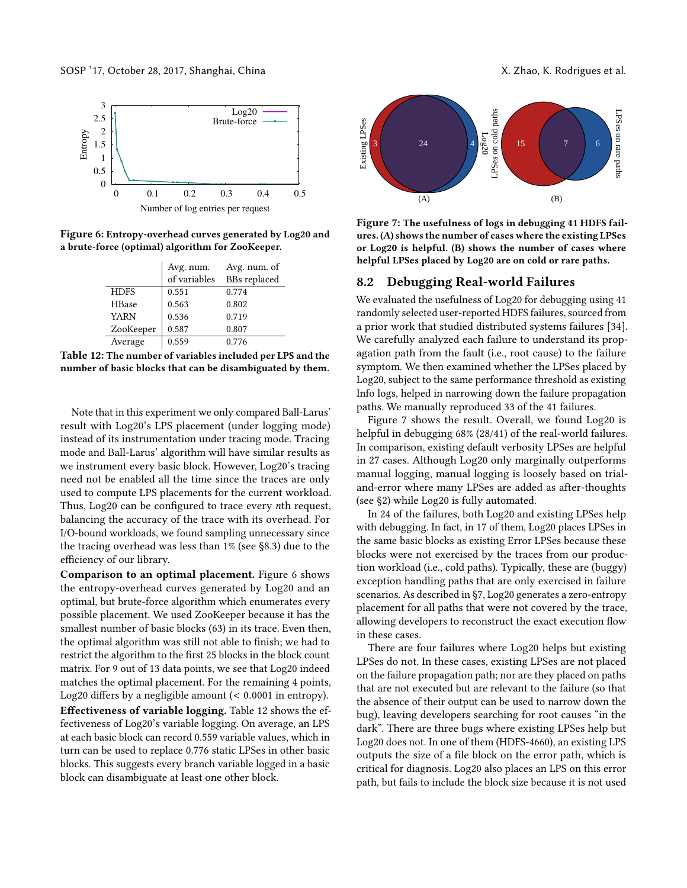Figure 6: Entropy-overhead curves generated by Log20 and a brute-force (optimal) algorithm for ZooKeeper.

| | Avg. num. of variables | Avg. num. of BBs replaced |
|---|---|---|
| HDFS | 0.551 | 0.774 |
| HBase | 0.563 | 0.802 |
| YARN | 0.536 | 0.719 |
| ZooKeeper | 0.587 | 0.807 |
| Average | 0.559 | 0.776 |

Table 12: The number of variables included per LPS and the number of basic blocks that can be disambiguated by them.

Note that in this experiment we only compared Ball-Larus' result with Log20's LPS placement (under logging mode) instead of its instrumentation under tracing mode. Tracing mode and Ball-Larus' algorithm will have similar results as we instrument every basic block. However, Log20's tracing need not be enabled all the time since the traces are only used to compute LPS placements for the current workload. Thus, Log20 can be configured to trace every $n$th request, balancing the accuracy of the trace with its overhead. For I/O-bound workloads, we found sampling unnecessary since the tracing overhead was less than 1% (see §8.3) due to the efficiency of our library.

**Comparison to an optimal placement.** Figure 6 shows the entropy-overhead curves generated by Log20 and an optimal, but brute-force algorithm which enumerates every possible placement. We used ZooKeeper because it has the smallest number of basic blocks (63) in its trace. Even then, the optimal algorithm was still not able to finish; we had to restrict the algorithm to the first 25 blocks in the block count matrix. For 9 out of 13 data points, we see that Log20 indeed matches the optimal placement. For the remaining 4 points, Log20 differs by a negligible amount (< 0.0001 in entropy).

**Effectiveness of variable logging.** Table 12 shows the effectiveness of Log20's variable logging. On average, an LPS at each basic block can record 0.559 variable values, which in turn can be used to replace 0.776 static LPSes in other basic blocks. This suggests every branch variable logged in a basic block can disambiguate at least one other block.

Figure 7: The usefulness of logs in debugging 41 HDFS failures. (A) shows the number of cases where the existing LPSes or Log20 is helpful. (B) shows the number of cases where helpful LPSes placed by Log20 are on cold or rare paths.

## 8.2 Debugging Real-world Failures

We evaluated the usefulness of Log20 for debugging using 41 randomly selected user-reported HDFS failures, sourced from a prior work that studied distributed systems failures [34]. We carefully analyzed each failure to understand its propagation path from the fault (i.e., root cause) to the failure symptom. We then examined whether the LPSes placed by Log20, subject to the same performance threshold as existing Info logs, helped in narrowing down the failure propagation paths. We manually reproduced 33 of the 41 failures.

Figure 7 shows the result. Overall, we found Log20 is helpful in debugging 68% (28/41) of the real-world failures. In comparison, existing default verbosity LPSes are helpful in 27 cases. Although Log20 only marginally outperforms manual logging, manual logging is loosely based on trial-and-error where many LPSes are added as after-thoughts (see §2) while Log20 is fully automated.

In 24 of the failures, both Log20 and existing LPSes help with debugging. In fact, in 17 of them, Log20 places LPSes in the same basic blocks as existing Error LPSes because these blocks were not exercised by the traces from our production workload (i.e., cold paths). Typically, these are (buggy) exception handling paths that are only exercised in failure scenarios. As described in §7, Log20 generates a zero-entropy placement for all paths that were not covered by the trace, allowing developers to reconstruct the exact execution flow in these cases.

There are four failures where Log20 helps but existing LPSes do not. In these cases, existing LPSes are not placed on the failure propagation path; nor are they placed on paths that are not executed but are relevant to the failure (so that the absence of their output can be used to narrow down the bug), leaving developers searching for root causes "in the dark". There are three bugs where existing LPSes help but Log20 does not. In one of them (HDFS-4660), an existing LPS outputs the size of a file block on the error path, which is critical for diagnosis. Log20 also places an LPS on this error path, but fails to include the block size because it is not used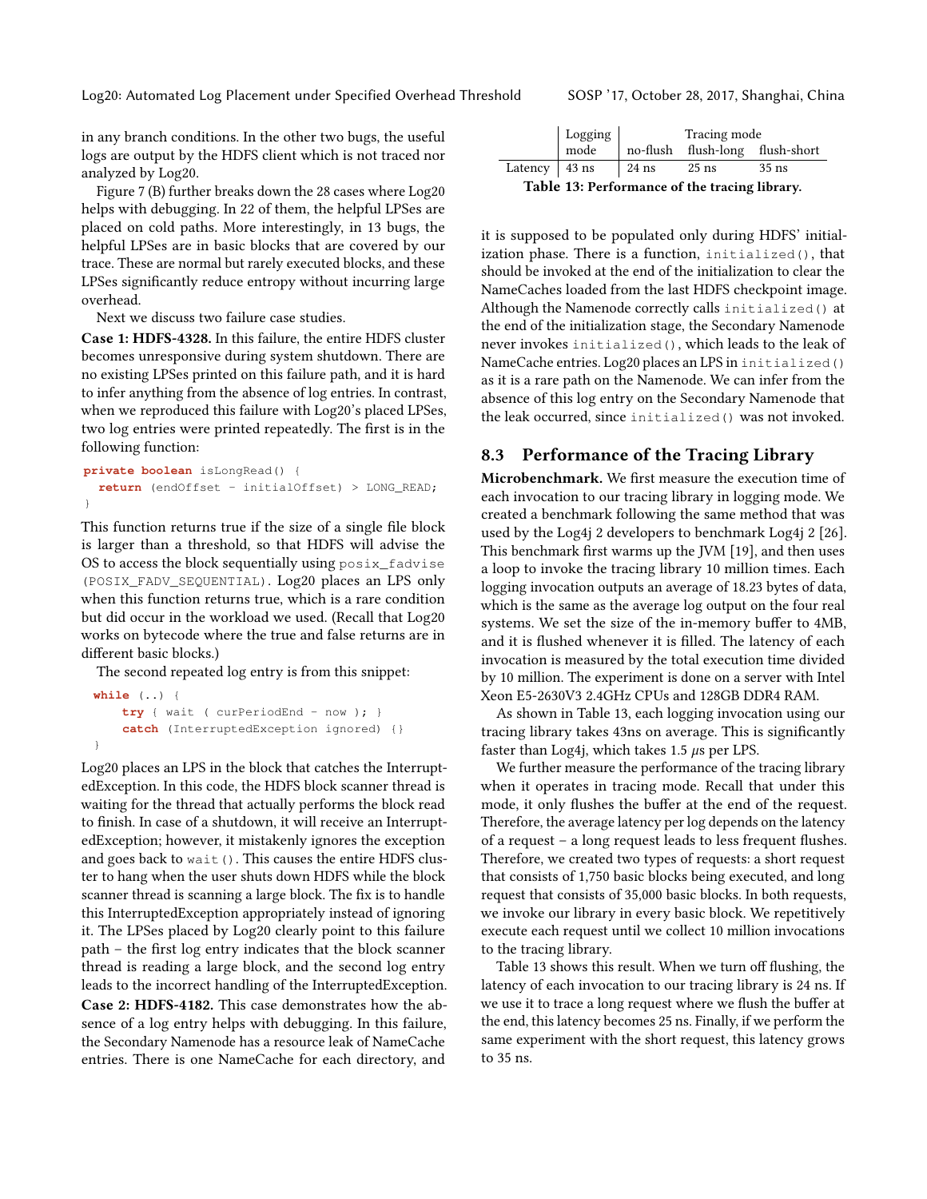in any branch conditions. In the other two bugs, the useful logs are output by the HDFS client which is not traced nor analyzed by Log20.

Figure 7 (B) further breaks down the 28 cases where Log20 helps with debugging. In 22 of them, the helpful LPSes are placed on cold paths. More interestingly, in 13 bugs, the helpful LPSes are in basic blocks that are covered by our trace. These are normal but rarely executed blocks, and these LPSes significantly reduce entropy without incurring large overhead.

Next we discuss two failure case studies.

**Case 1: HDFS-4328.** In this failure, the entire HDFS cluster becomes unresponsive during system shutdown. There are no existing LPSes printed on this failure path, and it is hard to infer anything from the absence of log entries. In contrast, when we reproduced this failure with Log20's placed LPSes, two log entries were printed repeatedly. The first is in the following function:

```
private boolean isLongRead() {
  return (endOffset - initialOffset) > LONG_READ;
}
```

This function returns true if the size of a single file block is larger than a threshold, so that HDFS will advise the OS to access the block sequentially using `posix_fadvise (POSIX_FADV_SEQUENTIAL)`. Log20 places an LPS only when this function returns true, which is a rare condition but did occur in the workload we used. (Recall that Log20 works on bytecode where the true and false returns are in different basic blocks.)

The second repeated log entry is from this snippet:

```
while (..) {
    try { wait ( curPeriodEnd - now ); }
    catch (InterruptedException ignored) {}
}
```

Log20 places an LPS in the block that catches the InterruptedException. In this code, the HDFS block scanner thread is waiting for the thread that actually performs the block read to finish. In case of a shutdown, it will receive an InterruptedException; however, it mistakenly ignores the exception and goes back to `wait()`. This causes the entire HDFS cluster to hang when the user shuts down HDFS while the block scanner thread is scanning a large block. The fix is to handle this InterruptedException appropriately instead of ignoring it. The LPSes placed by Log20 clearly point to this failure path – the first log entry indicates that the block scanner thread is reading a large block, and the second log entry leads to the incorrect handling of the InterruptedException.

**Case 2: HDFS-4182.** This case demonstrates how the absence of a log entry helps with debugging. In this failure, the Secondary Namenode has a resource leak of NameCache entries. There is one NameCache for each directory, and it is supposed to be populated only during HDFS' initialization phase. There is a function, `initialized()`, that should be invoked at the end of the initialization to clear the NameCaches loaded from the last HDFS checkpoint image. Although the Namenode correctly calls `initialized()` at the end of the initialization stage, the Secondary Namenode never invokes `initialized()`, which leads to the leak of NameCache entries. Log20 places an LPS in `initialized()` as it is a rare path on the Namenode. We can infer from the absence of this log entry on the Secondary Namenode that the leak occurred, since `initialized()` was not invoked.

| | Logging mode | Tracing mode | | |
|---|---|---|---|---|
| | | no-flush | flush-long | flush-short |
| Latency | 43 ns | 24 ns | 25 ns | 35 ns |

**Table 13: Performance of the tracing library.**

## 8.3 Performance of the Tracing Library

**Microbenchmark.** We first measure the execution time of each invocation to our tracing library in logging mode. We created a benchmark following the same method that was used by the Log4j 2 developers to benchmark Log4j 2 [26]. This benchmark first warms up the JVM [19], and then uses a loop to invoke the tracing library 10 million times. Each logging invocation outputs an average of 18.23 bytes of data, which is the same as the average log output on the four real systems. We set the size of the in-memory buffer to 4MB, and it is flushed whenever it is filled. The latency of each invocation is measured by the total execution time divided by 10 million. The experiment is done on a server with Intel Xeon E5-2630V3 2.4GHz CPUs and 128GB DDR4 RAM.

As shown in Table 13, each logging invocation using our tracing library takes 43ns on average. This is significantly faster than Log4j, which takes 1.5 $\mu$s per LPS.

We further measure the performance of the tracing library when it operates in tracing mode. Recall that under this mode, it only flushes the buffer at the end of the request. Therefore, the average latency per log depends on the latency of a request – a long request leads to less frequent flushes. Therefore, we created two types of requests: a short request that consists of 1,750 basic blocks being executed, and long request that consists of 35,000 basic blocks. In both requests, we invoke our library in every basic block. We repetitively execute each request until we collect 10 million invocations to the tracing library.

Table 13 shows this result. When we turn off flushing, the latency of each invocation to our tracing library is 24 ns. If we use it to trace a long request where we flush the buffer at the end, this latency becomes 25 ns. Finally, if we perform the same experiment with the short request, this latency grows to 35 ns.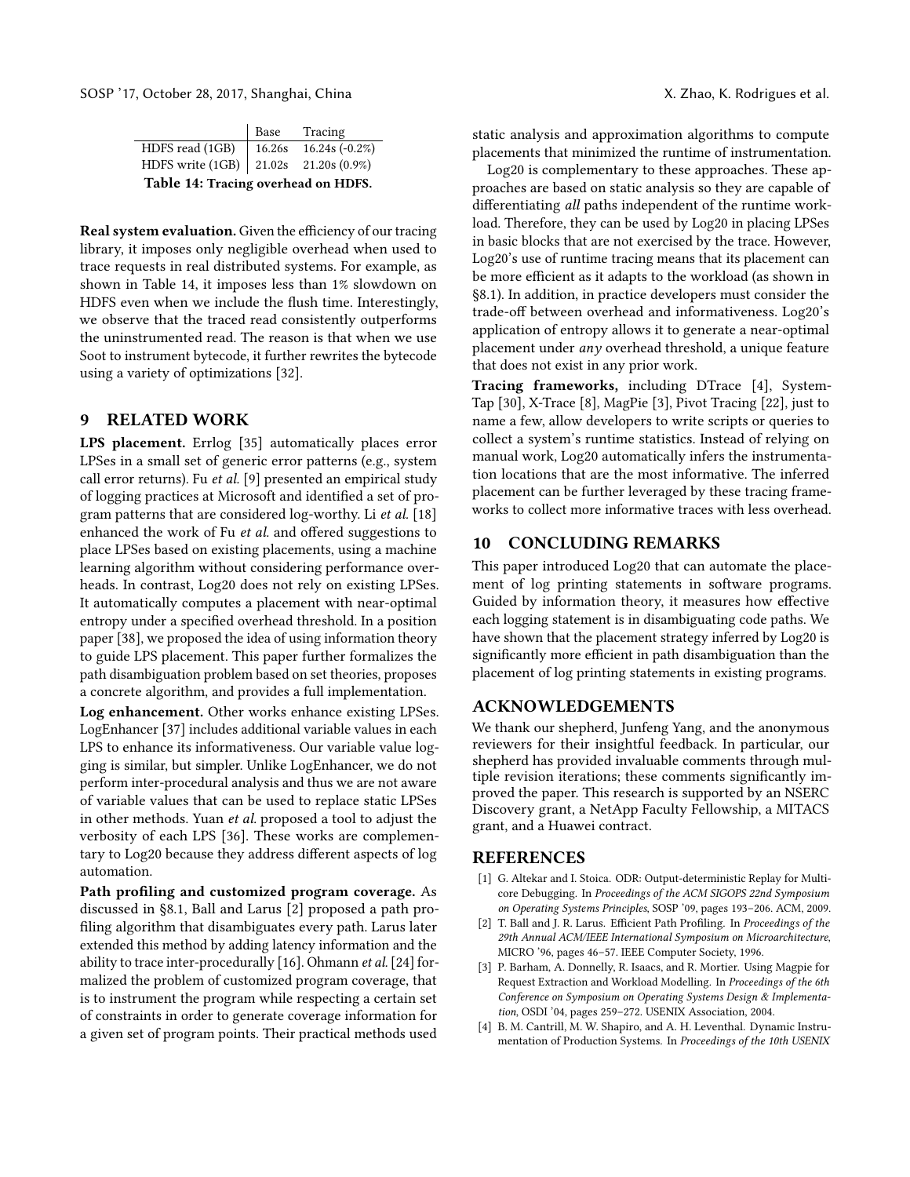| | Base | Tracing |
|---|---|---|
| HDFS read (1GB) | 16.26s | 16.24s (-0.2%) |
| HDFS write (1GB) | 21.02s | 21.20s (0.9%) |

**Table 14: Tracing overhead on HDFS.**

**Real system evaluation.** Given the efficiency of our tracing library, it imposes only negligible overhead when used to trace requests in real distributed systems. For example, as shown in Table 14, it imposes less than 1% slowdown on HDFS even when we include the flush time. Interestingly, we observe that the traced read consistently outperforms the uninstrumented read. The reason is that when we use Soot to instrument bytecode, it further rewrites the bytecode using a variety of optimizations [32].

## 9 RELATED WORK

**LPS placement.** Errlog [35] automatically places error LPSes in a small set of generic error patterns (e.g., system call error returns). Fu *et al.* [9] presented an empirical study of logging practices at Microsoft and identified a set of program patterns that are considered log-worthy. Li *et al.* [18] enhanced the work of Fu *et al.* and offered suggestions to place LPSes based on existing placements, using a machine learning algorithm without considering performance overheads. In contrast, Log20 does not rely on existing LPSes. It automatically computes a placement with near-optimal entropy under a specified overhead threshold. In a position paper [38], we proposed the idea of using information theory to guide LPS placement. This paper further formalizes the path disambiguation problem based on set theories, proposes a concrete algorithm, and provides a full implementation.

**Log enhancement.** Other works enhance existing LPSes. LogEnhancer [37] includes additional variable values in each LPS to enhance its informativeness. Our variable value logging is similar, but simpler. Unlike LogEnhancer, we do not perform inter-procedural analysis and thus we are not aware of variable values that can be used to replace static LPSes in other methods. Yuan *et al.* proposed a tool to adjust the verbosity of each LPS [36]. These works are complementary to Log20 because they address different aspects of log automation.

**Path profiling and customized program coverage.** As discussed in §8.1, Ball and Larus [2] proposed a path profiling algorithm that disambiguates every path. Larus later extended this method by adding latency information and the ability to trace inter-procedurally [16]. Ohmann *et al.* [24] formalized the problem of customized program coverage, that is to instrument the program while respecting a certain set of constraints in order to generate coverage information for a given set of program points. Their practical methods used static analysis and approximation algorithms to compute placements that minimized the runtime of instrumentation.

Log20 is complementary to these approaches. These approaches are based on static analysis so they are capable of differentiating *all* paths independent of the runtime workload. Therefore, they can be used by Log20 in placing LPSes in basic blocks that are not exercised by the trace. However, Log20's use of runtime tracing means that its placement can be more efficient as it adapts to the workload (as shown in §8.1). In addition, in practice developers must consider the trade-off between overhead and informativeness. Log20's application of entropy allows it to generate a near-optimal placement under *any* overhead threshold, a unique feature that does not exist in any prior work.

**Tracing frameworks,** including DTrace [4], SystemTap [30], X-Trace [8], MagPie [3], Pivot Tracing [22], just to name a few, allow developers to write scripts or queries to collect a system's runtime statistics. Instead of relying on manual work, Log20 automatically infers the instrumentation locations that are the most informative. The inferred placement can be further leveraged by these tracing frameworks to collect more informative traces with less overhead.

## 10 CONCLUDING REMARKS

This paper introduced Log20 that can automate the placement of log printing statements in software programs. Guided by information theory, it measures how effective each logging statement is in disambiguating code paths. We have shown that the placement strategy inferred by Log20 is significantly more efficient in path disambiguation than the placement of log printing statements in existing programs.

## ACKNOWLEDGEMENTS

We thank our shepherd, Junfeng Yang, and the anonymous reviewers for their insightful feedback. In particular, our shepherd has provided invaluable comments through multiple revision iterations; these comments significantly improved the paper. This research is supported by an NSERC Discovery grant, a NetApp Faculty Fellowship, a MITACS grant, and a Huawei contract.

## REFERENCES

[1] G. Altekar and I. Stoica. ODR: Output-deterministic Replay for Multicore Debugging. In *Proceedings of the ACM SIGOPS 22nd Symposium on Operating Systems Principles*, SOSP '09, pages 193–206. ACM, 2009.

[2] T. Ball and J. R. Larus. Efficient Path Profiling. In *Proceedings of the 29th Annual ACM/IEEE International Symposium on Microarchitecture*, MICRO '96, pages 46–57. IEEE Computer Society, 1996.

[3] P. Barham, A. Donnelly, R. Isaacs, and R. Mortier. Using Magpie for Request Extraction and Workload Modelling. In *Proceedings of the 6th Conference on Symposium on Operating Systems Design & Implementation*, OSDI '04, pages 259–272. USENIX Association, 2004.

[4] B. M. Cantrill, M. W. Shapiro, and A. H. Leventhal. Dynamic Instrumentation of Production Systems. In *Proceedings of the 10th USENIX*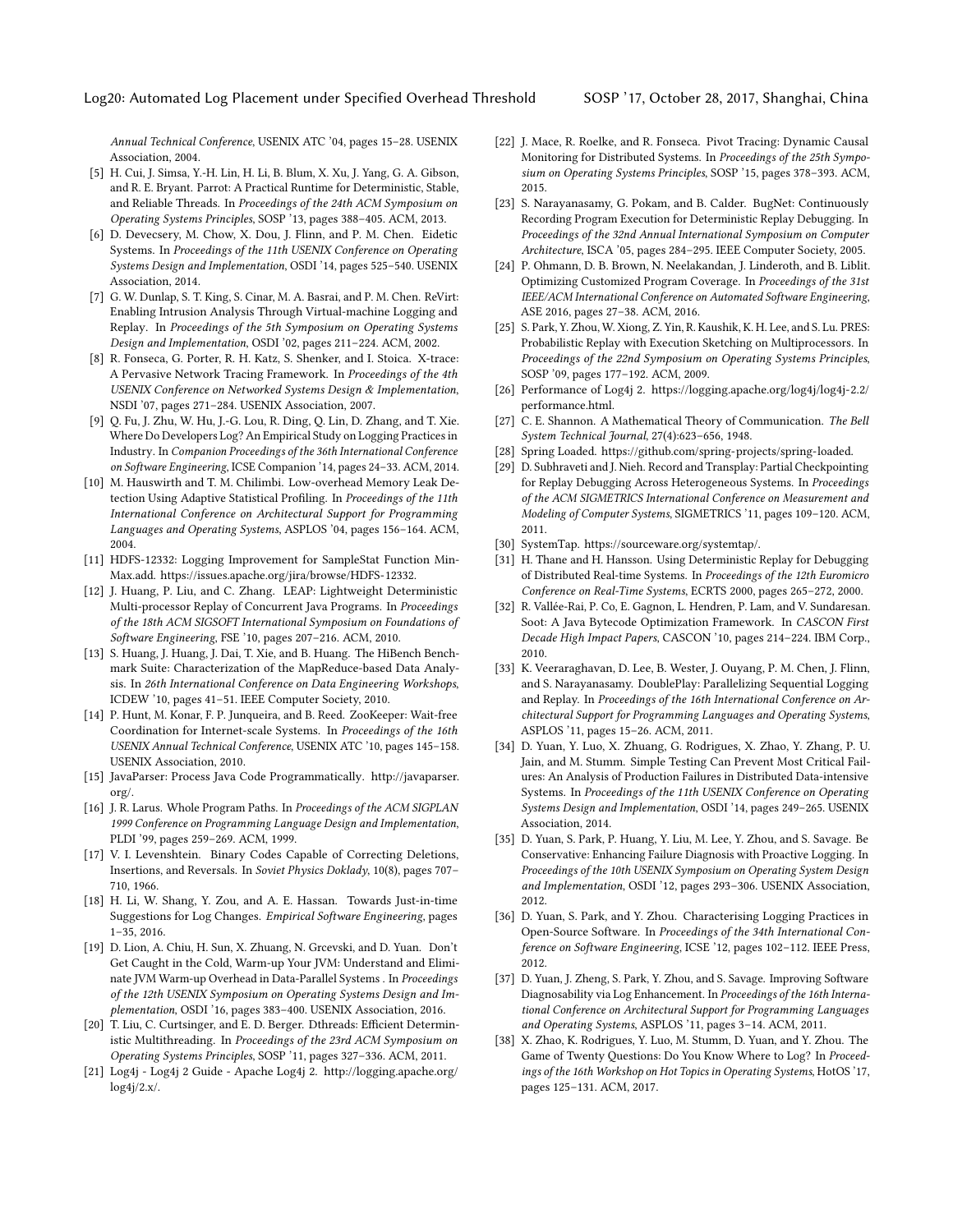Annual Technical Conference*, USENIX ATC '04, pages 15–28. USENIX Association, 2004.

[5] H. Cui, J. Simsa, Y.-H. Lin, H. Li, B. Blum, X. Xu, J. Yang, G. A. Gibson, and R. E. Bryant. Parrot: A Practical Runtime for Deterministic, Stable, and Reliable Threads. In *Proceedings of the 24th ACM Symposium on Operating Systems Principles*, SOSP '13, pages 388–405. ACM, 2013.

[6] D. Devecsery, M. Chow, X. Dou, J. Flinn, and P. M. Chen. Eidetic Systems. In *Proceedings of the 11th USENIX Conference on Operating Systems Design and Implementation*, OSDI '14, pages 525–540. USENIX Association, 2014.

[7] G. W. Dunlap, S. T. King, S. Cinar, M. A. Basrai, and P. M. Chen. ReVirt: Enabling Intrusion Analysis Through Virtual-machine Logging and Replay. In *Proceedings of the 5th Symposium on Operating Systems Design and Implementation*, OSDI '02, pages 211–224. ACM, 2002.

[8] R. Fonseca, G. Porter, R. H. Katz, S. Shenker, and I. Stoica. X-trace: A Pervasive Network Tracing Framework. In *Proceedings of the 4th USENIX Conference on Networked Systems Design & Implementation*, NSDI '07, pages 271–284. USENIX Association, 2007.

[9] Q. Fu, J. Zhu, W. Hu, J.-G. Lou, R. Ding, Q. Lin, D. Zhang, and T. Xie. Where Do Developers Log? An Empirical Study on Logging Practices in Industry. In *Companion Proceedings of the 36th International Conference on Software Engineering*, ICSE Companion '14, pages 24–33. ACM, 2014.

[10] M. Hauswirth and T. M. Chilimbi. Low-overhead Memory Leak Detection Using Adaptive Statistical Profiling. In *Proceedings of the 11th International Conference on Architectural Support for Programming Languages and Operating Systems*, ASPLOS '04, pages 156–164. ACM, 2004.

[11] HDFS-12332: Logging Improvement for SampleStat Function MinMax.add. https://issues.apache.org/jira/browse/HDFS-12332.

[12] J. Huang, P. Liu, and C. Zhang. LEAP: Lightweight Deterministic Multi-processor Replay of Concurrent Java Programs. In *Proceedings of the 18th ACM SIGSOFT International Symposium on Foundations of Software Engineering*, FSE '10, pages 207–216. ACM, 2010.

[13] S. Huang, J. Huang, J. Dai, T. Xie, and B. Huang. The HiBench Benchmark Suite: Characterization of the MapReduce-based Data Analysis. In *26th International Conference on Data Engineering Workshops*, ICDEW '10, pages 41–51. IEEE Computer Society, 2010.

[14] P. Hunt, M. Konar, F. P. Junqueira, and B. Reed. ZooKeeper: Wait-free Coordination for Internet-scale Systems. In *Proceedings of the 16th USENIX Annual Technical Conference*, USENIX ATC '10, pages 145–158. USENIX Association, 2010.

[15] JavaParser: Process Java Code Programmatically. http://javaparser.org/.

[16] J. R. Larus. Whole Program Paths. In *Proceedings of the ACM SIGPLAN 1999 Conference on Programming Language Design and Implementation*, PLDI '99, pages 259–269. ACM, 1999.

[17] V. I. Levenshtein. Binary Codes Capable of Correcting Deletions, Insertions, and Reversals. In *Soviet Physics Doklady*, 10(8), pages 707–710, 1966.

[18] H. Li, W. Shang, Y. Zou, and A. E. Hassan. Towards Just-in-time Suggestions for Log Changes. *Empirical Software Engineering*, pages 1–35, 2016.

[19] D. Lion, A. Chiu, H. Sun, X. Zhuang, N. Grcevski, and D. Yuan. Don't Get Caught in the Cold, Warm-up Your JVM: Understand and Eliminate JVM Warm-up Overhead in Data-Parallel Systems . In *Proceedings of the 12th USENIX Symposium on Operating Systems Design and Implementation*, OSDI '16, pages 383–400. USENIX Association, 2016.

[20] T. Liu, C. Curtsinger, and E. D. Berger. Dthreads: Efficient Deterministic Multithreading. In *Proceedings of the 23rd ACM Symposium on Operating Systems Principles*, SOSP '11, pages 327–336. ACM, 2011.

[21] Log4j - Log4j 2 Guide - Apache Log4j 2. http://logging.apache.org/log4j/2.x/.

[22] J. Mace, R. Roelke, and R. Fonseca. Pivot Tracing: Dynamic Causal Monitoring for Distributed Systems. In *Proceedings of the 25th Symposium on Operating Systems Principles*, SOSP '15, pages 378–393. ACM, 2015.

[23] S. Narayanasamy, G. Pokam, and B. Calder. BugNet: Continuously Recording Program Execution for Deterministic Replay Debugging. In *Proceedings of the 32nd Annual International Symposium on Computer Architecture*, ISCA '05, pages 284–295. IEEE Computer Society, 2005.

[24] P. Ohmann, D. B. Brown, N. Neelakandan, J. Linderoth, and B. Liblit. Optimizing Customized Program Coverage. In *Proceedings of the 31st IEEE/ACM International Conference on Automated Software Engineering*, ASE 2016, pages 27–38. ACM, 2016.

[25] S. Park, Y. Zhou, W. Xiong, Z. Yin, R. Kaushik, K. H. Lee, and S. Lu. PRES: Probabilistic Replay with Execution Sketching on Multiprocessors. In *Proceedings of the 22nd Symposium on Operating Systems Principles*, SOSP '09, pages 177–192. ACM, 2009.

[26] Performance of Log4j 2. https://logging.apache.org/log4j/log4j-2.2/performance.html.

[27] C. E. Shannon. A Mathematical Theory of Communication. *The Bell System Technical Journal*, 27(4):623–656, 1948.

[28] Spring Loaded. https://github.com/spring-projects/spring-loaded.

[29] D. Subhraveti and J. Nieh. Record and Transplay: Partial Checkpointing for Replay Debugging Across Heterogeneous Systems. In *Proceedings of the ACM SIGMETRICS International Conference on Measurement and Modeling of Computer Systems*, SIGMETRICS '11, pages 109–120. ACM, 2011.

[30] SystemTap. https://sourceware.org/systemtap/.

[31] H. Thane and H. Hansson. Using Deterministic Replay for Debugging of Distributed Real-time Systems. In *Proceedings of the 12th Euromicro Conference on Real-Time Systems*, ECRTS 2000, pages 265–272, 2000.

[32] R. Vallée-Rai, P. Co, E. Gagnon, L. Hendren, P. Lam, and V. Sundaresan. Soot: A Java Bytecode Optimization Framework. In *CASCON First Decade High Impact Papers*, CASCON '10, pages 214–224. IBM Corp., 2010.

[33] K. Veeraraghavan, D. Lee, B. Wester, J. Ouyang, P. M. Chen, J. Flinn, and S. Narayanasamy. DoublePlay: Parallelizing Sequential Logging and Replay. In *Proceedings of the 16th International Conference on Architectural Support for Programming Languages and Operating Systems*, ASPLOS '11, pages 15–26. ACM, 2011.

[34] D. Yuan, Y. Luo, X. Zhuang, G. Rodrigues, X. Zhao, Y. Zhang, P. U. Jain, and M. Stumm. Simple Testing Can Prevent Most Critical Failures: An Analysis of Production Failures in Distributed Data-intensive Systems. In *Proceedings of the 11th USENIX Conference on Operating Systems Design and Implementation*, OSDI '14, pages 249–265. USENIX Association, 2014.

[35] D. Yuan, S. Park, P. Huang, Y. Liu, M. Lee, Y. Zhou, and S. Savage. Be Conservative: Enhancing Failure Diagnosis with Proactive Logging. In *Proceedings of the 10th USENIX Symposium on Operating System Design and Implementation*, OSDI '12, pages 293–306. USENIX Association, 2012.

[36] D. Yuan, S. Park, and Y. Zhou. Characterising Logging Practices in Open-Source Software. In *Proceedings of the 34th International Conference on Software Engineering*, ICSE '12, pages 102–112. IEEE Press, 2012.

[37] D. Yuan, J. Zheng, S. Park, Y. Zhou, and S. Savage. Improving Software Diagnosability via Log Enhancement. In *Proceedings of the 16th International Conference on Architectural Support for Programming Languages and Operating Systems*, ASPLOS '11, pages 3–14. ACM, 2011.

[38] X. Zhao, K. Rodrigues, Y. Luo, M. Stumm, D. Yuan, and Y. Zhou. The Game of Twenty Questions: Do You Know Where to Log? In *Proceedings of the 16th Workshop on Hot Topics in Operating Systems*, HotOS '17, pages 125–131. ACM, 2017.